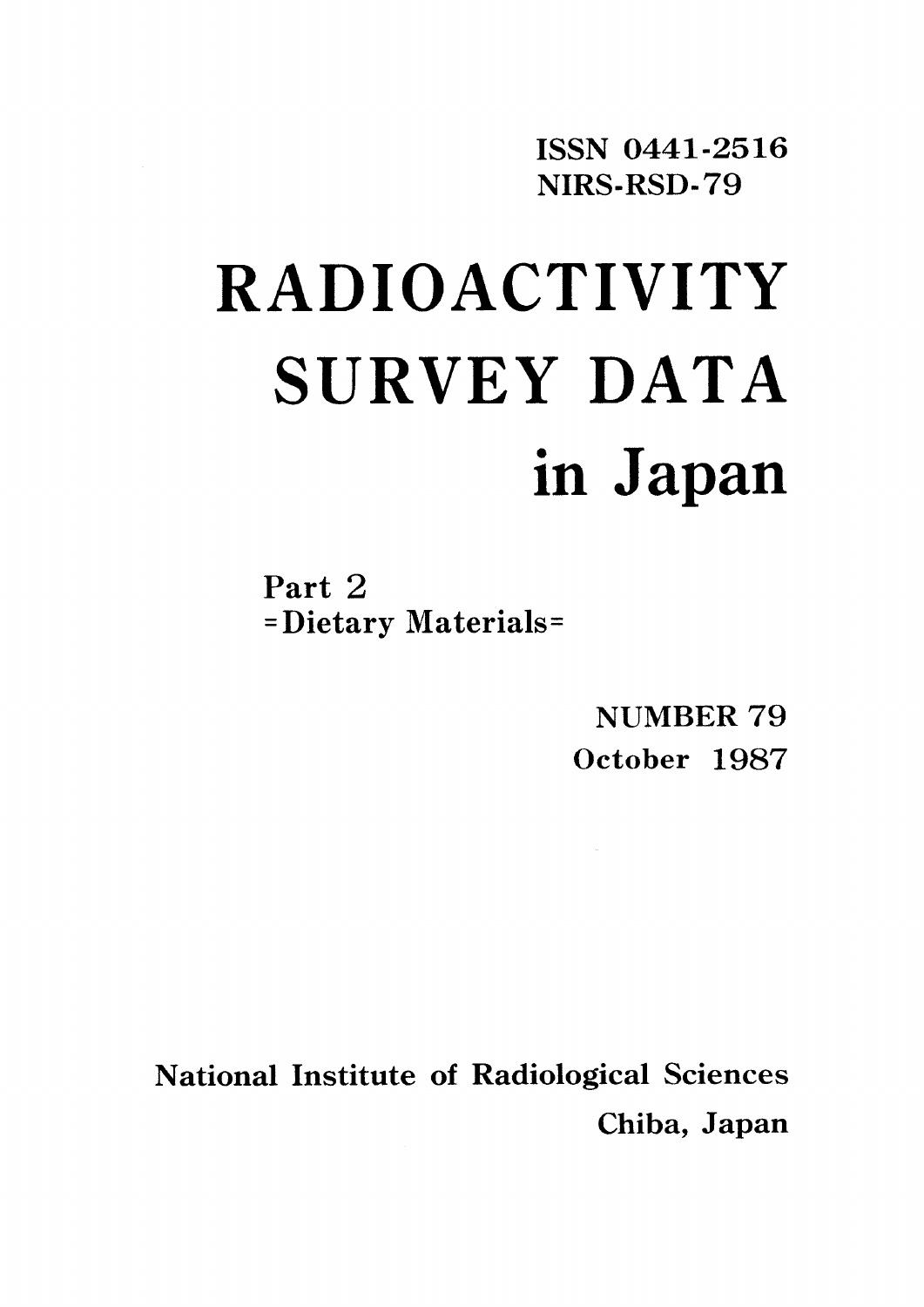ISSN 0441-2516
NIRS-RSD-79

# RADIOACTIVITY SURVEY DATA in Japan

## Part 2
=Dietary Materials=

NUMBER 79
October 1987

National Institute of Radiological Sciences
Chiba, Japan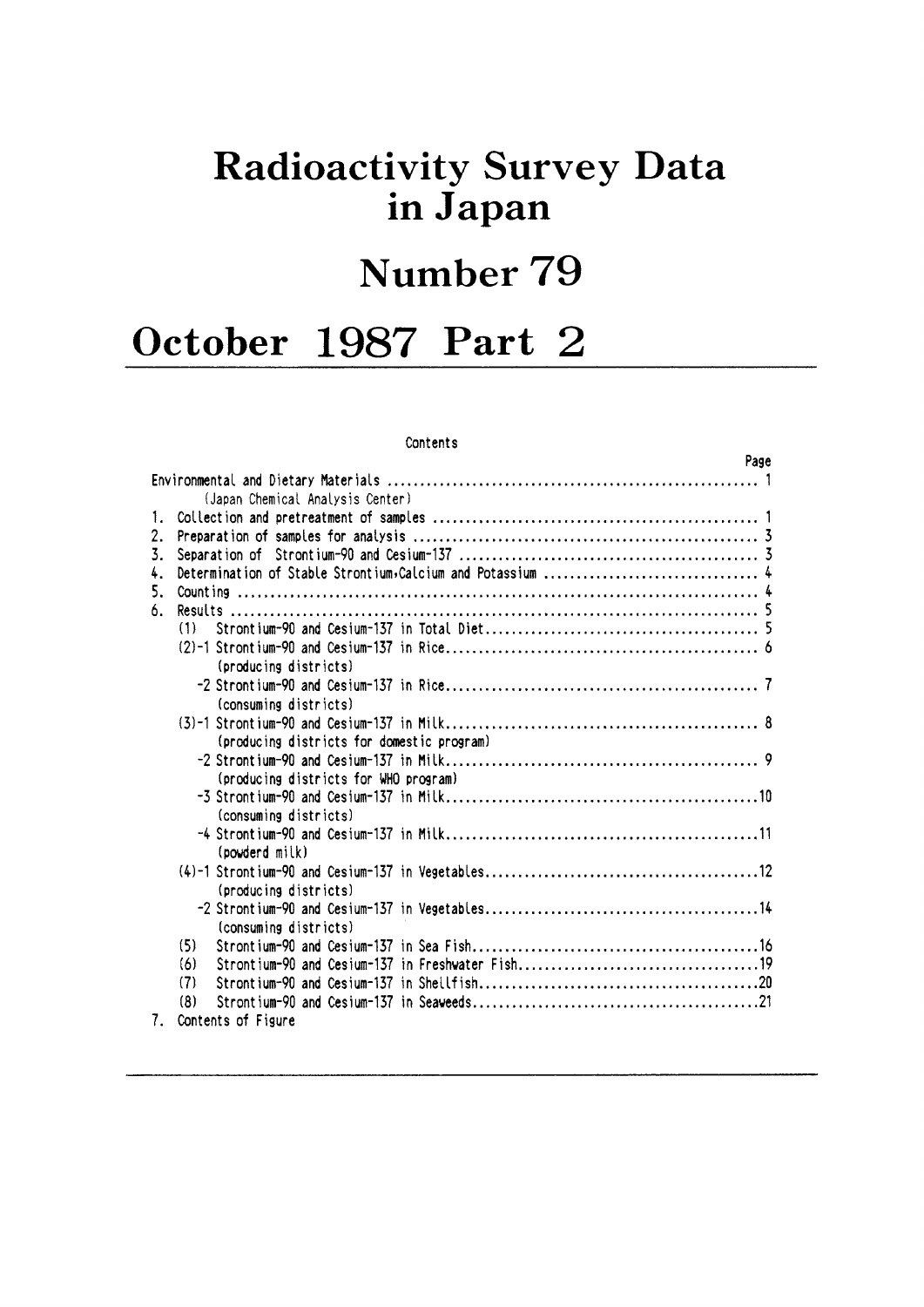# Radioactivity Survey Data in Japan

# Number 79

# October 1987 Part 2

Contents

| | Page |
|---|---|
| Environmental and Dietary Materials | 1 |
| (Japan Chemical Analysis Center) | |
| 1. Collection and pretreatment of samples | 1 |
| 2. Preparation of samples for analysis | 3 |
| 3. Separation of Strontium-90 and Cesium-137 | 3 |
| 4. Determination of Stable Strontium,Calcium and Potassium | 4 |
| 5. Counting | 4 |
| 6. Results | 5 |
| (1) Strontium-90 and Cesium-137 in Total Diet | 5 |
| (2)-1 Strontium-90 and Cesium-137 in Rice (producing districts) | 6 |
| -2 Strontium-90 and Cesium-137 in Rice (consuming districts) | 7 |
| (3)-1 Strontium-90 and Cesium-137 in Milk (producing districts for domestic program) | 8 |
| -2 Strontium-90 and Cesium-137 in Milk (producing districts for WHO program) | 9 |
| -3 Strontium-90 and Cesium-137 in Milk (consuming districts) | 10 |
| -4 Strontium-90 and Cesium-137 in Milk (powderd milk) | 11 |
| (4)-1 Strontium-90 and Cesium-137 in Vegetables (producing districts) | 12 |
| -2 Strontium-90 and Cesium-137 in Vegetables (consuming districts) | 14 |
| (5) Strontium-90 and Cesium-137 in Sea Fish | 16 |
| (6) Strontium-90 and Cesium-137 in Freshwater Fish | 19 |
| (7) Strontium-90 and Cesium-137 in Shellfish | 20 |
| (8) Strontium-90 and Cesium-137 in Seaweeds | 21 |
| 7. Contents of Figure | |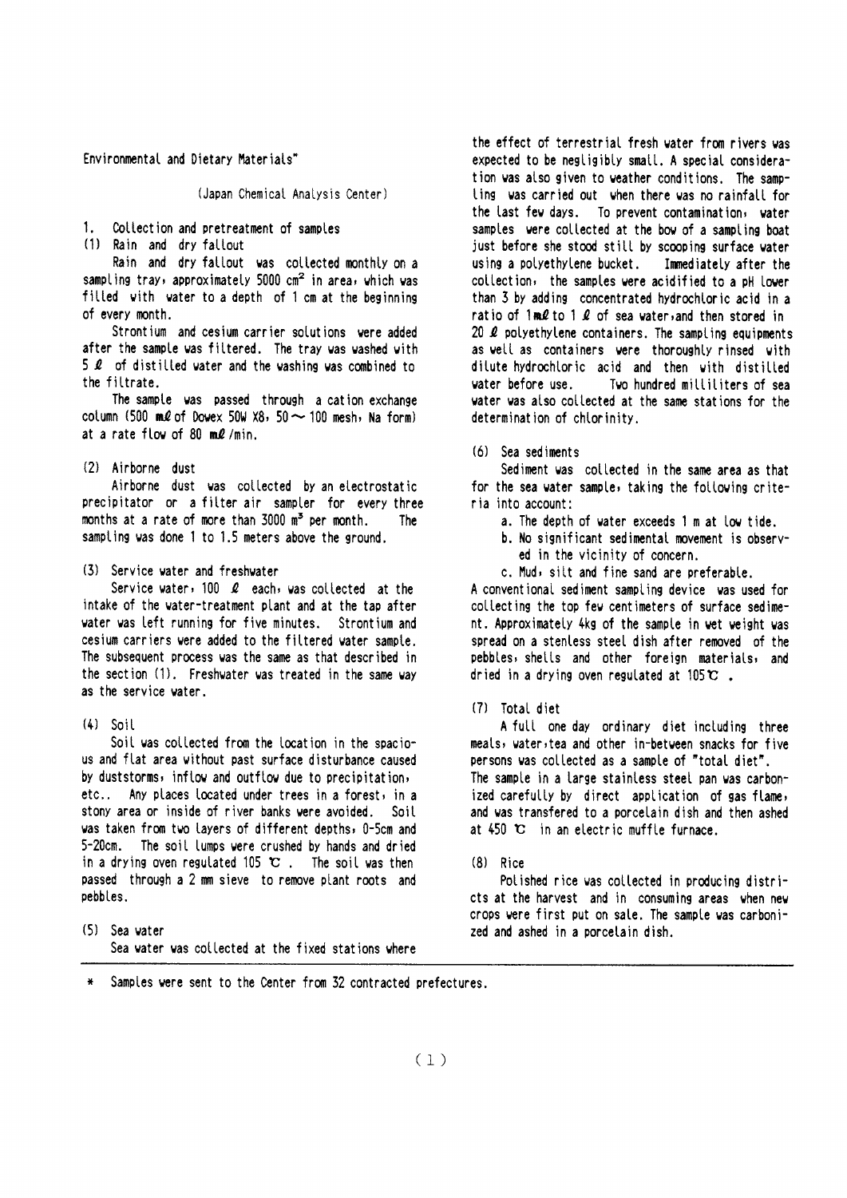Environmental and Dietary Materials*

(Japan Chemical Analysis Center)

## 1. Collection and pretreatment of samples

### (1) Rain and dry fallout

Rain and dry fallout was collected monthly on a sampling tray, approximately 5000 $cm^2$ in area, which was filled with water to a depth of 1 cm at the beginning of every month.

Strontium and cesium carrier solutions were added after the sample was filtered. The tray was washed with 5 ℓ of distilled water and the washing was combined to the filtrate.

The sample was passed through a cation exchange column (500 mℓ of Dowex 50W X8, 50～100 mesh, Na form) at a rate flow of 80 mℓ/min.

### (2) Airborne dust

Airborne dust was collected by an electrostatic precipitator or a filter air sampler for every three months at a rate of more than 3000 $m^3$ per month. The sampling was done 1 to 1.5 meters above the ground.

### (3) Service water and freshwater

Service water, 100 ℓ each, was collected at the intake of the water-treatment plant and at the tap after water was left running for five minutes. Strontium and cesium carriers were added to the filtered water sample. The subsequent process was the same as that described in the section (1). Freshwater was treated in the same way as the service water.

### (4) Soil

Soil was collected from the location in the spacious and flat area without past surface disturbance caused by duststorms, inflow and outflow due to precipitation, etc.. Any places located under trees in a forest, in a stony area or inside of river banks were avoided. Soil was taken from two layers of different depths, 0-5cm and 5-20cm. The soil lumps were crushed by hands and dried in a drying oven regulated 105 ℃ . The soil was then passed through a 2 mm sieve to remove plant roots and pebbles.

### (5) Sea water

Sea water was collected at the fixed stations where the effect of terrestrial fresh water from rivers was expected to be negligibly small. A special consideration was also given to weather conditions. The sampling was carried out when there was no rainfall for the last few days. To prevent contamination, water samples were collected at the bow of a sampling boat just before she stood still by scooping surface water using a polyethylene bucket. Immediately after the collection, the samples were acidified to a pH lower than 3 by adding concentrated hydrochloric acid in a ratio of 1mℓ to 1 ℓ of sea water,and then stored in 20 ℓ polyethylene containers. The sampling equipments as well as containers were thoroughly rinsed with dilute hydrochloric acid and then with distilled water before use. Two hundred milliliters of sea water was also collected at the same stations for the determination of chlorinity.

### (6) Sea sediments

Sediment was collected in the same area as that for the sea water sample, taking the following criteria into account:

a. The depth of water exceeds 1 m at low tide.

b. No significant sedimental movement is observed in the vicinity of concern.

c. Mud, silt and fine sand are preferable.

A conventional sediment sampling device was used for collecting the top few centimeters of surface sediment. Approximately 4kg of the sample in wet weight was spread on a stenless steel dish after removed of the pebbles, shells and other foreign materials, and dried in a drying oven regulated at 105℃ .

### (7) Total diet

A full one day ordinary diet including three meals, water,tea and other in-between snacks for five persons was collected as a sample of "total diet". The sample in a large stainless steel pan was carbonized carefully by direct application of gas flame, and was transfered to a porcelain dish and then ashed at 450 ℃ in an electric muffle furnace.

### (8) Rice

Polished rice was collected in producing districts at the harvest and in consuming areas when new crops were first put on sale. The sample was carbonized and ashed in a porcelain dish.

---

\* Samples were sent to the Center from 32 contracted prefectures.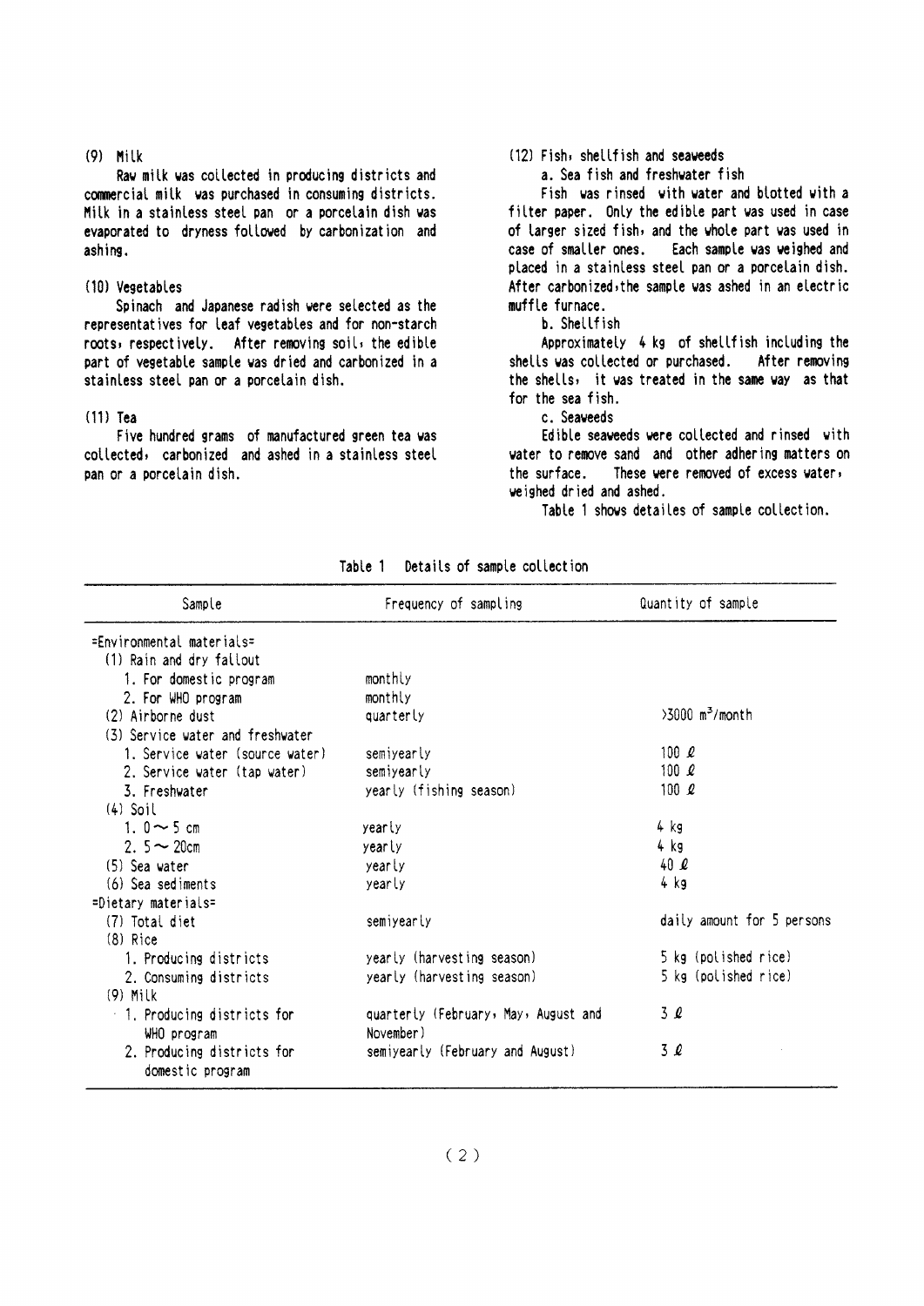(9) Milk

Raw milk was collected in producing districts and commercial milk was purchased in consuming districts. Milk in a stainless steel pan or a porcelain dish was evaporated to dryness followed by carbonization and ashing.

(10) Vegetables

Spinach and Japanese radish were selected as the representatives for leaf vegetables and for non-starch roots, respectively. After removing soil, the edible part of vegetable sample was dried and carbonized in a stainless steel pan or a porcelain dish.

(11) Tea

Five hundred grams of manufactured green tea was collected, carbonized and ashed in a stainless steel pan or a porcelain dish.

(12) Fish, shellfish and seaweeds

a. Sea fish and freshwater fish

Fish was rinsed with water and blotted with a filter paper. Only the edible part was used in case of larger sized fish, and the whole part was used in case of smaller ones. Each sample was weighed and placed in a stainless steel pan or a porcelain dish. After carbonized, the sample was ashed in an electric muffle furnace.

b. Shellfish

Approximately 4 kg of shellfish including the shells was collected or purchased. After removing the shells, it was treated in the same way as that for the sea fish.

c. Seaweeds

Edible seaweeds were collected and rinsed with water to remove sand and other adhering matters on the surface. These were removed of excess water, weighed dried and ashed.

Table 1 shows detailes of sample collection.

Table 1 Details of sample collection

| Sample | Frequency of sampling | Quantity of sample |
|---|---|---|
| =Environmental materials= | | |
| (1) Rain and dry fallout | | |
| 1. For domestic program | monthly | |
| 2. For WHO program | monthly | |
| (2) Airborne dust | quarterly | >3000 $m^3$/month |
| (3) Service water and freshwater | | |
| 1. Service water (source water) | semiyearly | 100 ℓ |
| 2. Service water (tap water) | semiyearly | 100 ℓ |
| 3. Freshwater | yearly (fishing season) | 100 ℓ |
| (4) Soil | | |
| 1. 0～5 cm | yearly | 4 kg |
| 2. 5～20cm | yearly | 4 kg |
| (5) Sea water | yearly | 40 ℓ |
| (6) Sea sediments | yearly | 4 kg |
| =Dietary materials= | | |
| (7) Total diet | semiyearly | daily amount for 5 persons |
| (8) Rice | | |
| 1. Producing districts | yearly (harvesting season) | 5 kg (polished rice) |
| 2. Consuming districts | yearly (harvesting season) | 5 kg (polished rice) |
| (9) Milk | | |
| 1. Producing districts for WHO program | quarterly (February, May, August and November) | 3 ℓ |
| 2. Producing districts for domestic program | semiyearly (February and August) | 3 ℓ |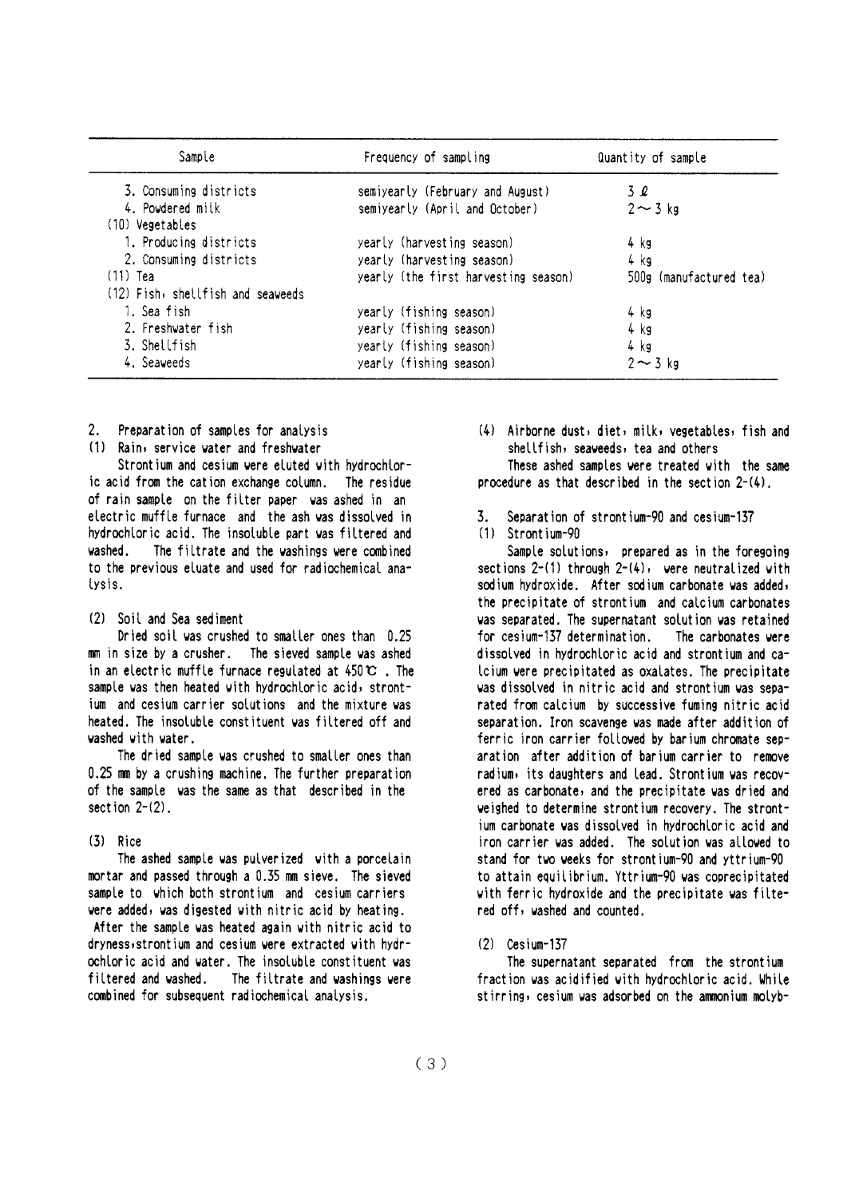| Sample | Frequency of sampling | Quantity of sample |
| --- | --- | --- |
| 3. Consuming districts | semiyearly (February and August) | 3 ℓ |
| 4. Powdered milk | semiyearly (April and October) | 2〜3 kg |
| (10) Vegetables | | |
| 1. Producing districts | yearly (harvesting season) | 4 kg |
| 2. Consuming districts | yearly (harvesting season) | 4 kg |
| (11) Tea | yearly (the first harvesting season) | 500g (manufactured tea) |
| (12) Fish, shellfish and seaweeds | | |
| 1. Sea fish | yearly (fishing season) | 4 kg |
| 2. Freshwater fish | yearly (fishing season) | 4 kg |
| 3. Shellfish | yearly (fishing season) | 4 kg |
| 4. Seaweeds | yearly (fishing season) | 2〜3 kg |

## 2. Preparation of samples for analysis

### (1) Rain, service water and freshwater

Strontium and cesium were eluted with hydrochloric acid from the cation exchange column. The residue of rain sample on the filter paper was ashed in an electric muffle furnace and the ash was dissolved in hydrochloric acid. The insoluble part was filtered and washed. The filtrate and the washings were combined to the previous eluate and used for radiochemical analysis.

### (2) Soil and Sea sediment

Dried soil was crushed to smaller ones than 0.25 mm in size by a crusher. The sieved sample was ashed in an electric muffle furnace regulated at 450℃. The sample was then heated with hydrochloric acid, strontium and cesium carrier solutions and the mixture was heated. The insoluble constituent was filtered off and washed with water.

The dried sample was crushed to smaller ones than 0.25 mm by a crushing machine. The further preparation of the sample was the same as that described in the section 2-(2).

### (3) Rice

The ashed sample was pulverized with a porcelain mortar and passed through a 0.35 mm sieve. The sieved sample to which both strontium and cesium carriers were added, was digested with nitric acid by heating. After the sample was heated again with nitric acid to dryness, strontium and cesium were extracted with hydrochloric acid and water. The insoluble constituent was filtered and washed. The filtrate and washings were combined for subsequent radiochemical analysis.

### (4) Airborne dust, diet, milk, vegetables, fish and shellfish, seaweeds, tea and others

These ashed samples were treated with the same procedure as that described in the section 2-(4).

## 3. Separation of strontium-90 and cesium-137

### (1) Strontium-90

Sample solutions, prepared as in the foregoing sections 2-(1) through 2-(4), were neutralized with sodium hydroxide. After sodium carbonate was added, the precipitate of strontium and calcium carbonates was separated. The supernatant solution was retained for cesium-137 determination. The carbonates were dissolved in hydrochloric acid and strontium and calcium were precipitated as oxalates. The precipitate was dissolved in nitric acid and strontium was separated from calcium by successive fuming nitric acid separation. Iron scavenge was made after addition of ferric iron carrier followed by barium chromate separation after addition of barium carrier to remove radium, its daughters and lead. Strontium was recovered as carbonate, and the precipitate was dried and weighed to determine strontium recovery. The strontium carbonate was dissolved in hydrochloric acid and iron carrier was added. The solution was allowed to stand for two weeks for strontium-90 and yttrium-90 to attain equilibrium. Yttrium-90 was coprecipitated with ferric hydroxide and the precipitate was filtered off, washed and counted.

### (2) Cesium-137

The supernatant separated from the strontium fraction was acidified with hydrochloric acid. While stirring, cesium was adsorbed on the ammonium molyb-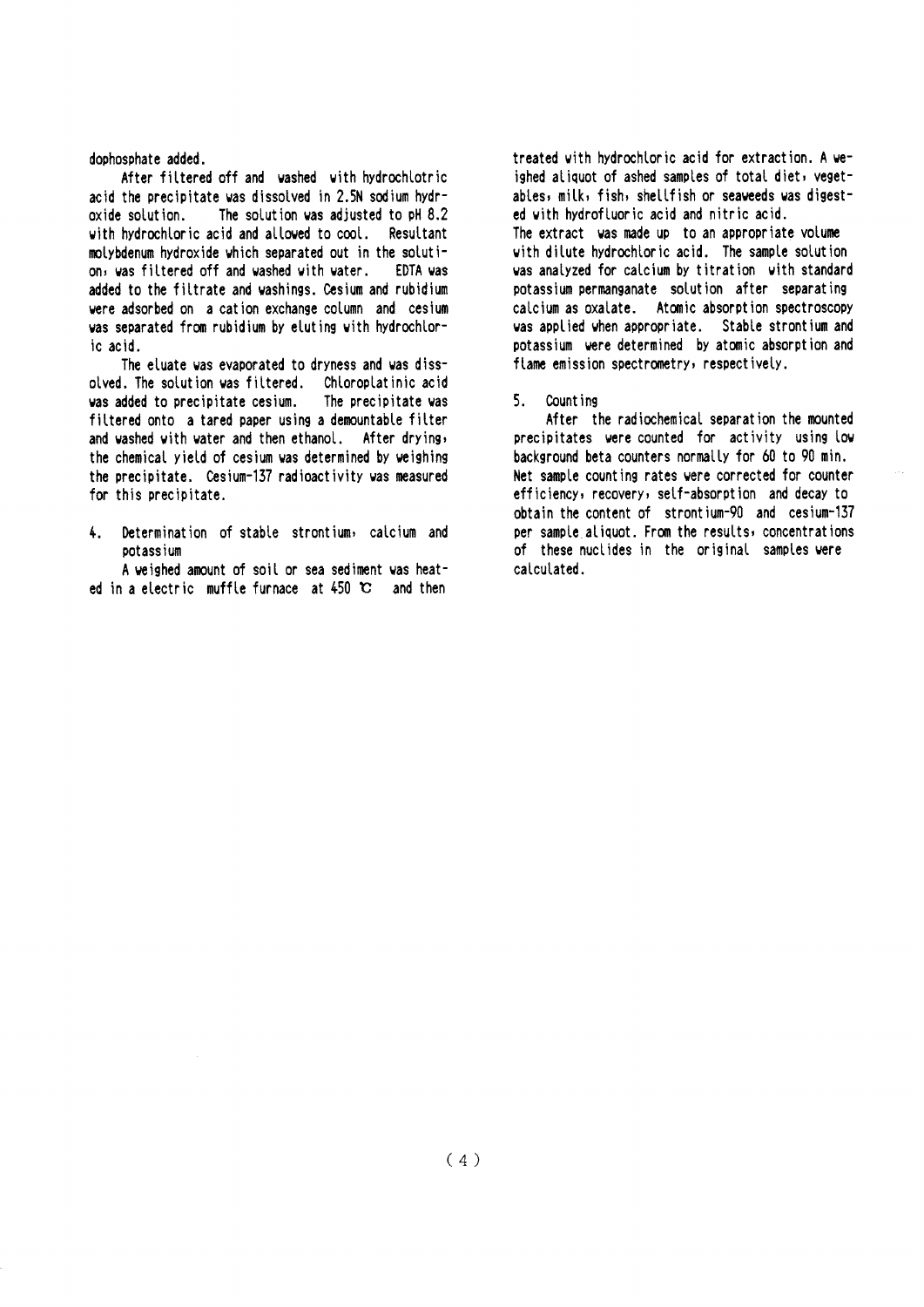dophosphate added.

After filtered off and washed with hydrochlotric acid the precipitate was dissolved in 2.5N sodium hydroxide solution. The solution was adjusted to pH 8.2 with hydrochloric acid and allowed to cool. Resultant molybdenum hydroxide which separated out in the solution, was filtered off and washed with water. EDTA was added to the filtrate and washings. Cesium and rubidium were adsorbed on a cation exchange column and cesium was separated from rubidium by eluting with hydrochloric acid.

The eluate was evaporated to dryness and was dissolved. The solution was filtered. Chloroplatinic acid was added to precipitate cesium. The precipitate was filtered onto a tared paper using a demountable filter and washed with water and then ethanol. After drying, the chemical yield of cesium was determined by weighing the precipitate. Cesium-137 radioactivity was measured for this precipitate.

## 4. Determination of stable strontium, calcium and potassium

A weighed amount of soil or sea sediment was heated in a electric muffle furnace at 450 ℃ and then treated with hydrochloric acid for extraction. A weighed aliquot of ashed samples of total diet, vegetables, milk, fish, shellfish or seaweeds was digested with hydrofluoric acid and nitric acid.
The extract was made up to an appropriate volume with dilute hydrochloric acid. The sample solution was analyzed for calcium by titration with standard potassium permanganate solution after separating calcium as oxalate. Atomic absorption spectroscopy was applied when appropriate. Stable strontium and potassium were determined by atomic absorption and flame emission spectrometry, respectively.

## 5. Counting

After the radiochemical separation the mounted precipitates were counted for activity using low background beta counters normally for 60 to 90 min. Net sample counting rates were corrected for counter efficiency, recovery, self-absorption and decay to obtain the content of strontium-90 and cesium-137 per sample aliquot. From the results, concentrations of these nuclides in the original samples were calculated.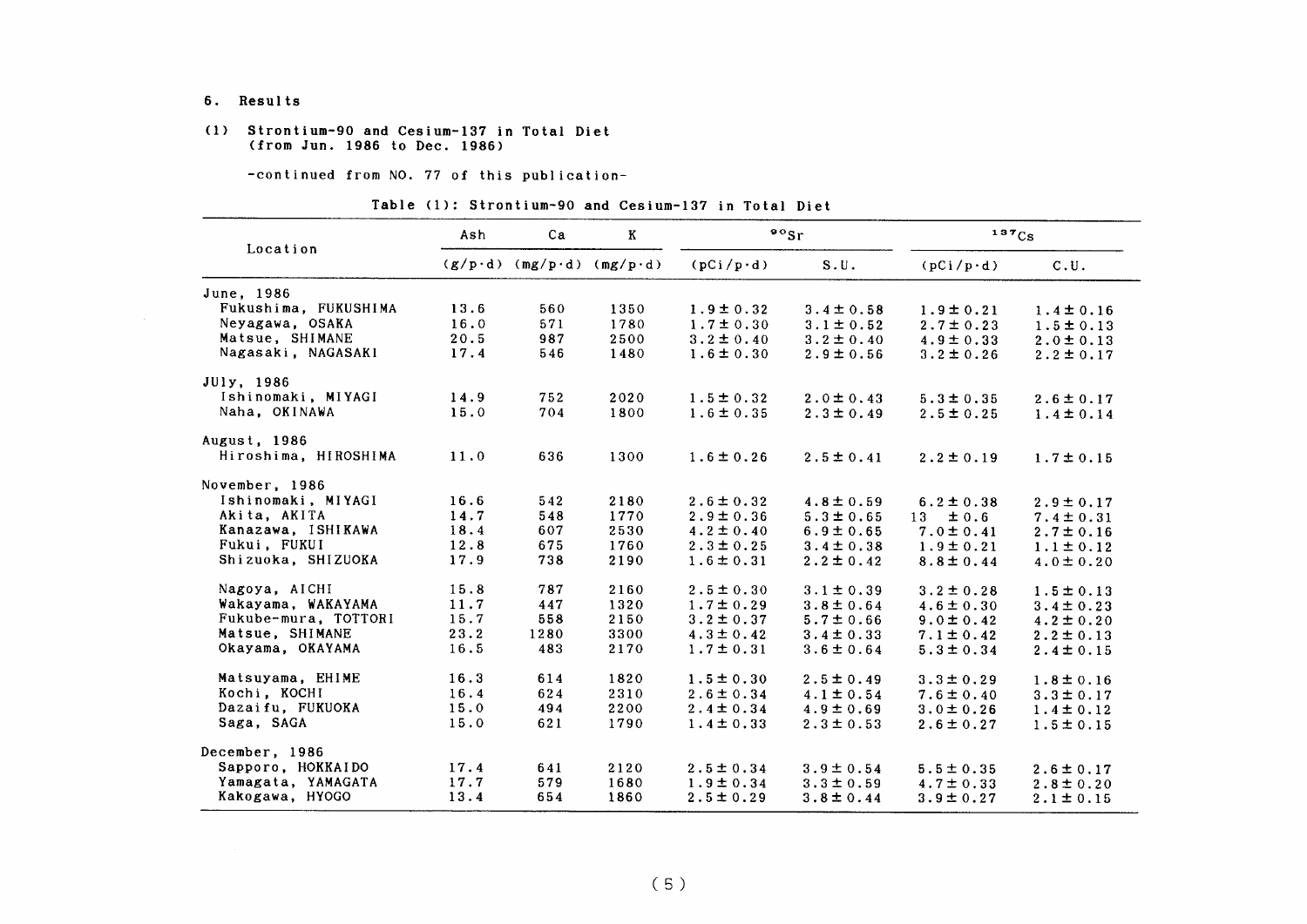## 6. Results

### (1) Strontium-90 and Cesium-137 in Total Diet (from Jun. 1986 to Dec. 1986)

-continued from NO. 77 of this publication-

Table (1): Strontium-90 and Cesium-137 in Total Diet

| Location | Ash | Ca | K | $^{90}Sr$ | | $^{137}Cs$ | |
|---|---|---|---|---|---|---|---|
| | (g/p·d) | (mg/p·d) | (mg/p·d) | (pCi/p·d) | S.U. | (pCi/p·d) | C.U. |
| **June, 1986** | | | | | | | |
| Fukushima, FUKUSHIMA | 13.6 | 560 | 1350 | 1.9 ± 0.32 | 3.4 ± 0.58 | 1.9 ± 0.21 | 1.4 ± 0.16 |
| Neyagawa, OSAKA | 16.0 | 571 | 1780 | 1.7 ± 0.30 | 3.1 ± 0.52 | 2.7 ± 0.23 | 1.5 ± 0.13 |
| Matsue, SHIMANE | 20.5 | 987 | 2500 | 3.2 ± 0.40 | 3.2 ± 0.40 | 4.9 ± 0.33 | 2.0 ± 0.13 |
| Nagasaki, NAGASAKI | 17.4 | 546 | 1480 | 1.6 ± 0.30 | 2.9 ± 0.56 | 3.2 ± 0.26 | 2.2 ± 0.17 |
| **JUly, 1986** | | | | | | | |
| Ishinomaki, MIYAGI | 14.9 | 752 | 2020 | 1.5 ± 0.32 | 2.0 ± 0.43 | 5.3 ± 0.35 | 2.6 ± 0.17 |
| Naha, OKINAWA | 15.0 | 704 | 1800 | 1.6 ± 0.35 | 2.3 ± 0.49 | 2.5 ± 0.25 | 1.4 ± 0.14 |
| **August, 1986** | | | | | | | |
| Hiroshima, HIROSHIMA | 11.0 | 636 | 1300 | 1.6 ± 0.26 | 2.5 ± 0.41 | 2.2 ± 0.19 | 1.7 ± 0.15 |
| **November, 1986** | | | | | | | |
| Ishinomaki, MIYAGI | 16.6 | 542 | 2180 | 2.6 ± 0.32 | 4.8 ± 0.59 | 6.2 ± 0.38 | 2.9 ± 0.17 |
| Akita, AKITA | 14.7 | 548 | 1770 | 2.9 ± 0.36 | 5.3 ± 0.65 | 13 ± 0.6 | 7.4 ± 0.31 |
| Kanazawa, ISHIKAWA | 18.4 | 607 | 2530 | 4.2 ± 0.40 | 6.9 ± 0.65 | 7.0 ± 0.41 | 2.7 ± 0.16 |
| Fukui, FUKUI | 12.8 | 675 | 1760 | 2.3 ± 0.25 | 3.4 ± 0.38 | 1.9 ± 0.21 | 1.1 ± 0.12 |
| Shizuoka, SHIZUOKA | 17.9 | 738 | 2190 | 1.6 ± 0.31 | 2.2 ± 0.42 | 8.8 ± 0.44 | 4.0 ± 0.20 |
| Nagoya, AICHI | 15.8 | 787 | 2160 | 2.5 ± 0.30 | 3.1 ± 0.39 | 3.2 ± 0.28 | 1.5 ± 0.13 |
| Wakayama, WAKAYAMA | 11.7 | 447 | 1320 | 1.7 ± 0.29 | 3.8 ± 0.64 | 4.6 ± 0.30 | 3.4 ± 0.23 |
| Fukube-mura, TOTTORI | 15.7 | 558 | 2150 | 3.2 ± 0.37 | 5.7 ± 0.66 | 9.0 ± 0.42 | 4.2 ± 0.20 |
| Matsue, SHIMANE | 23.2 | 1280 | 3300 | 4.3 ± 0.42 | 3.4 ± 0.33 | 7.1 ± 0.42 | 2.2 ± 0.13 |
| Okayama, OKAYAMA | 16.5 | 483 | 2170 | 1.7 ± 0.31 | 3.6 ± 0.64 | 5.3 ± 0.34 | 2.4 ± 0.15 |
| Matsuyama, EHIME | 16.3 | 614 | 1820 | 1.5 ± 0.30 | 2.5 ± 0.49 | 3.3 ± 0.29 | 1.8 ± 0.16 |
| Kochi, KOCHI | 16.4 | 624 | 2310 | 2.6 ± 0.34 | 4.1 ± 0.54 | 7.6 ± 0.40 | 3.3 ± 0.17 |
| Dazaifu, FUKUOKA | 15.0 | 494 | 2200 | 2.4 ± 0.34 | 4.9 ± 0.69 | 3.0 ± 0.26 | 1.4 ± 0.12 |
| Saga, SAGA | 15.0 | 621 | 1790 | 1.4 ± 0.33 | 2.3 ± 0.53 | 2.6 ± 0.27 | 1.5 ± 0.15 |
| **December, 1986** | | | | | | | |
| Sapporo, HOKKAIDO | 17.4 | 641 | 2120 | 2.5 ± 0.34 | 3.9 ± 0.54 | 5.5 ± 0.35 | 2.6 ± 0.17 |
| Yamagata, YAMAGATA | 17.7 | 579 | 1680 | 1.9 ± 0.34 | 3.3 ± 0.59 | 4.7 ± 0.33 | 2.8 ± 0.20 |
| Kakogawa, HYOGO | 13.4 | 654 | 1860 | 2.5 ± 0.29 | 3.8 ± 0.44 | 3.9 ± 0.27 | 2.1 ± 0.15 |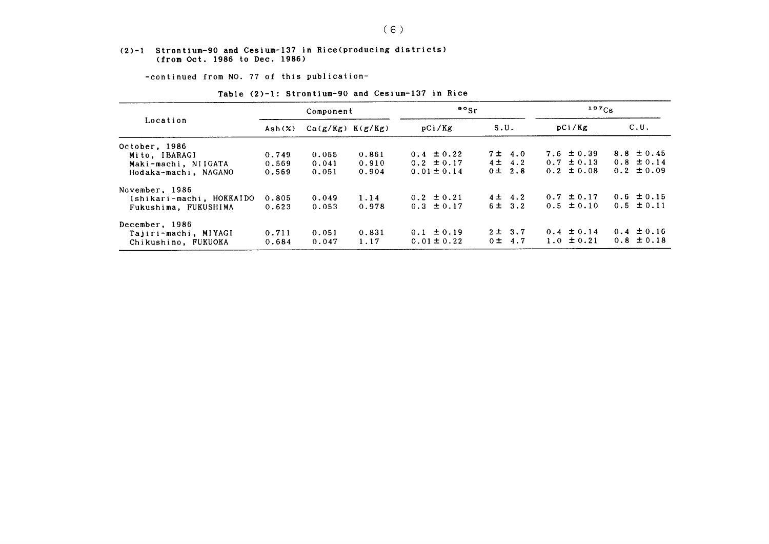## (2)-1 Strontium-90 and Cesium-137 in Rice(producing districts) (from Oct. 1986 to Dec. 1986)

-continued from NO. 77 of this publication-

Table (2)-1: Strontium-90 and Cesium-137 in Rice

| Location | Component | | | $^{90}Sr$ | | $^{137}Cs$ | |
|---|---|---|---|---|---|---|---|
| | Ash(%) | Ca(g/Kg) | K(g/Kg) | pCi/Kg | S.U. | pCi/Kg | C.U. |
| **October, 1986** | | | | | | | |
| Mito, IBARAGI | 0.749 | 0.055 | 0.861 | 0.4 ±0.22 | 7± 4.0 | 7.6 ±0.39 | 8.8 ±0.45 |
| Maki-machi, NIIGATA | 0.569 | 0.041 | 0.910 | 0.2 ±0.17 | 4± 4.2 | 0.7 ±0.13 | 0.8 ±0.14 |
| Hodaka-machi, NAGANO | 0.569 | 0.051 | 0.904 | 0.01±0.14 | 0± 2.8 | 0.2 ±0.08 | 0.2 ±0.09 |
| **November, 1986** | | | | | | | |
| Ishikari-machi, HOKKAIDO | 0.805 | 0.049 | 1.14 | 0.2 ±0.21 | 4± 4.2 | 0.7 ±0.17 | 0.6 ±0.15 |
| Fukushima, FUKUSHIMA | 0.623 | 0.053 | 0.978 | 0.3 ±0.17 | 6± 3.2 | 0.5 ±0.10 | 0.5 ±0.11 |
| **December, 1986** | | | | | | | |
| Tajiri-machi, MIYAGI | 0.711 | 0.051 | 0.831 | 0.1 ±0.19 | 2± 3.7 | 0.4 ±0.14 | 0.4 ±0.16 |
| Chikushino, FUKUOKA | 0.684 | 0.047 | 1.17 | 0.01±0.22 | 0± 4.7 | 1.0 ±0.21 | 0.8 ±0.18 |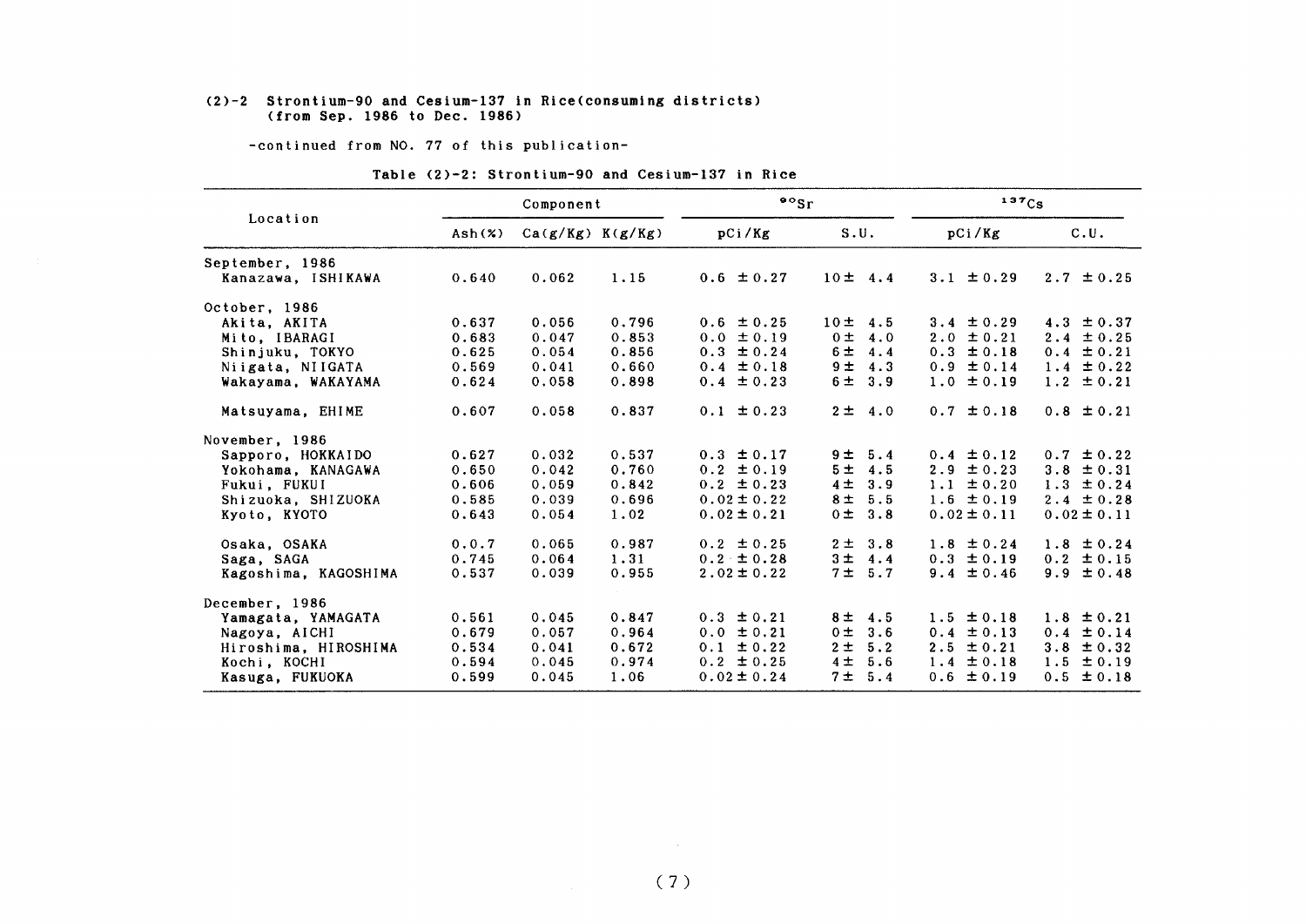(2)-2 Strontium-90 and Cesium-137 in Rice(consuming districts)
(from Sep. 1986 to Dec. 1986)

-continued from NO. 77 of this publication-

Table (2)-2: Strontium-90 and Cesium-137 in Rice

| Location | Component | | | $^{90}Sr$ | | $^{137}Cs$ | |
|---|---|---|---|---|---|---|---|
| | Ash(%) | Ca(g/Kg) | K(g/Kg) | pCi/Kg | S.U. | pCi/Kg | C.U. |
| September, 1986 | | | | | | | |
| Kanazawa, ISHIKAWA | 0.640 | 0.062 | 1.15 | 0.6 ±0.27 | 10± 4.4 | 3.1 ±0.29 | 2.7 ±0.25 |
| October, 1986 | | | | | | | |
| Akita, AKITA | 0.637 | 0.056 | 0.796 | 0.6 ±0.25 | 10± 4.5 | 3.4 ±0.29 | 4.3 ±0.37 |
| Mito, IBARAGI | 0.683 | 0.047 | 0.853 | 0.0 ±0.19 | 0± 4.0 | 2.0 ±0.21 | 2.4 ±0.25 |
| Shinjuku, TOKYO | 0.625 | 0.054 | 0.856 | 0.3 ±0.24 | 6± 4.4 | 0.3 ±0.18 | 0.4 ±0.21 |
| Niigata, NIIGATA | 0.569 | 0.041 | 0.660 | 0.4 ±0.18 | 9± 4.3 | 0.9 ±0.14 | 1.4 ±0.22 |
| Wakayama, WAKAYAMA | 0.624 | 0.058 | 0.898 | 0.4 ±0.23 | 6± 3.9 | 1.0 ±0.19 | 1.2 ±0.21 |
| Matsuyama, EHIME | 0.607 | 0.058 | 0.837 | 0.1 ±0.23 | 2± 4.0 | 0.7 ±0.18 | 0.8 ±0.21 |
| November, 1986 | | | | | | | |
| Sapporo, HOKKAIDO | 0.627 | 0.032 | 0.537 | 0.3 ±0.17 | 9± 5.4 | 0.4 ±0.12 | 0.7 ±0.22 |
| Yokohama, KANAGAWA | 0.650 | 0.042 | 0.760 | 0.2 ±0.19 | 5± 4.5 | 2.9 ±0.23 | 3.8 ±0.31 |
| Fukui, FUKUI | 0.606 | 0.059 | 0.842 | 0.2 ±0.23 | 4± 3.9 | 1.1 ±0.20 | 1.3 ±0.24 |
| Shizuoka, SHIZUOKA | 0.585 | 0.039 | 0.696 | 0.02±0.22 | 8± 5.5 | 1.6 ±0.19 | 2.4 ±0.28 |
| Kyoto, KYOTO | 0.643 | 0.054 | 1.02 | 0.02±0.21 | 0± 3.8 | 0.02±0.11 | 0.02±0.11 |
| Osaka, OSAKA | 0.0.7 | 0.065 | 0.987 | 0.2 ±0.25 | 2± 3.8 | 1.8 ±0.24 | 1.8 ±0.24 |
| Saga, SAGA | 0.745 | 0.064 | 1.31 | 0.2 ±0.28 | 3± 4.4 | 0.3 ±0.19 | 0.2 ±0.15 |
| Kagoshima, KAGOSHIMA | 0.537 | 0.039 | 0.955 | 2.02±0.22 | 7± 5.7 | 9.4 ±0.46 | 9.9 ±0.48 |
| December, 1986 | | | | | | | |
| Yamagata, YAMAGATA | 0.561 | 0.045 | 0.847 | 0.3 ±0.21 | 8± 4.5 | 1.5 ±0.18 | 1.8 ±0.21 |
| Nagoya, AICHI | 0.679 | 0.057 | 0.964 | 0.0 ±0.21 | 0± 3.6 | 0.4 ±0.13 | 0.4 ±0.14 |
| Hiroshima, HIROSHIMA | 0.534 | 0.041 | 0.672 | 0.1 ±0.22 | 2± 5.2 | 2.5 ±0.21 | 3.8 ±0.32 |
| Kochi, KOCHI | 0.594 | 0.045 | 0.974 | 0.2 ±0.25 | 4± 5.6 | 1.4 ±0.18 | 1.5 ±0.19 |
| Kasuga, FUKUOKA | 0.599 | 0.045 | 1.06 | 0.02±0.24 | 7± 5.4 | 0.6 ±0.19 | 0.5 ±0.18 |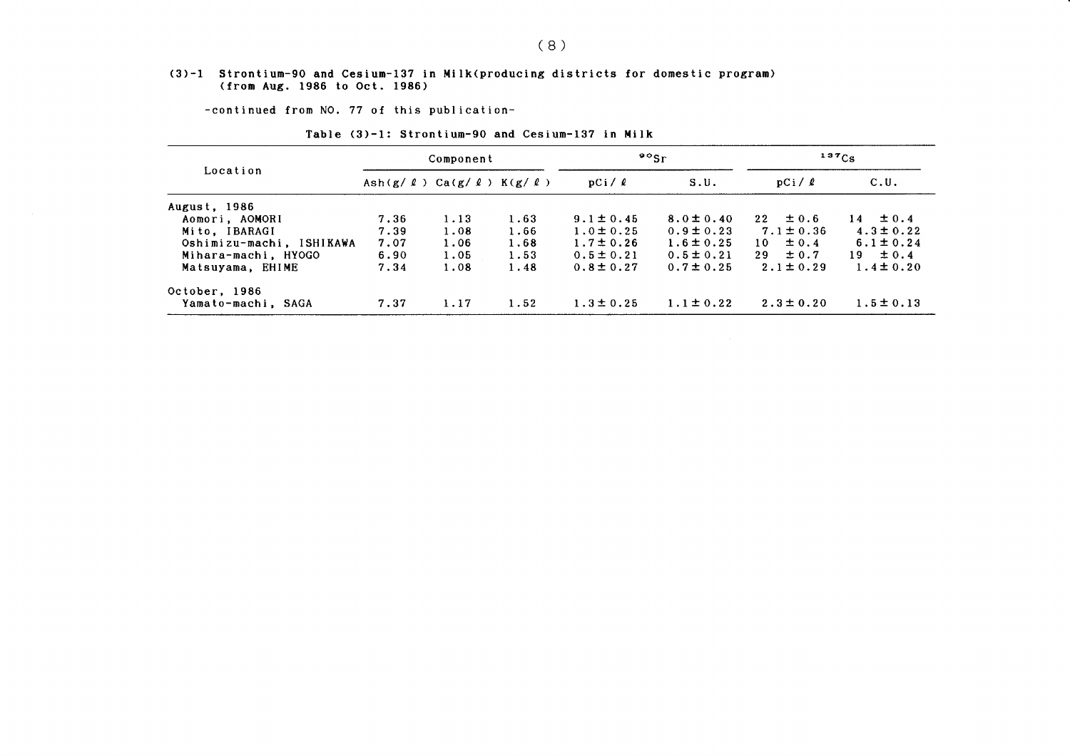### (3)-1 Strontium-90 and Cesium-137 in Milk(producing districts for domestic program) (from Aug. 1986 to Oct. 1986)

-continued from NO. 77 of this publication-

Table (3)-1: Strontium-90 and Cesium-137 in Milk

| Location | Component | | | $^{90}Sr$ | | $^{137}Cs$ | |
|---|---|---|---|---|---|---|---|
| | Ash(g/ℓ) | Ca(g/ℓ) | K(g/ℓ) | pCi/ℓ | S.U. | pCi/ℓ | C.U. |
| August, 1986 | | | | | | | |
| Aomori, AOMORI | 7.36 | 1.13 | 1.63 | 9.1±0.45 | 8.0±0.40 | 22 ±0.6 | 14 ±0.4 |
| Mito, IBARAGI | 7.39 | 1.08 | 1.66 | 1.0±0.25 | 0.9±0.23 | 7.1±0.36 | 4.3±0.22 |
| Oshimizu-machi, ISHIKAWA | 7.07 | 1.06 | 1.68 | 1.7±0.26 | 1.6±0.25 | 10 ±0.4 | 6.1±0.24 |
| Mihara-machi, HYOGO | 6.90 | 1.05 | 1.53 | 0.5±0.21 | 0.5±0.21 | 29 ±0.7 | 19 ±0.4 |
| Matsuyama, EHIME | 7.34 | 1.08 | 1.48 | 0.8±0.27 | 0.7±0.25 | 2.1±0.29 | 1.4±0.20 |
| October, 1986 | | | | | | | |
| Yamato-machi, SAGA | 7.37 | 1.17 | 1.52 | 1.3±0.25 | 1.1±0.22 | 2.3±0.20 | 1.5±0.13 |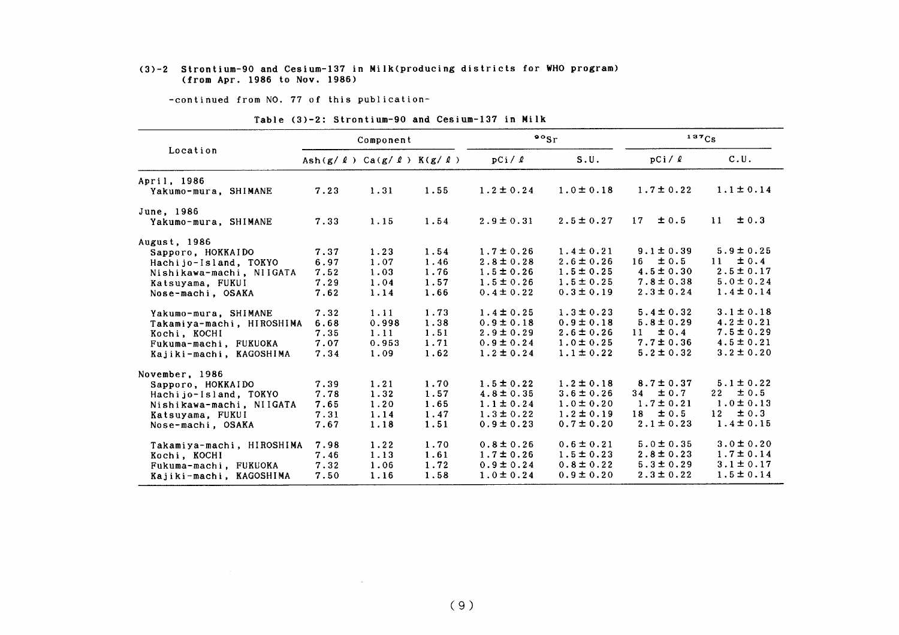### (3)-2 Strontium-90 and Cesium-137 in Milk(producing districts for WHO program) (from Apr. 1986 to Nov. 1986)

-continued from NO. 77 of this publication-

Table (3)-2: Strontium-90 and Cesium-137 in Milk

| Location | Component | | | $^{90}Sr$ | | $^{137}Cs$ | |
|---|---|---|---|---|---|---|---|
| | Ash(g/ℓ) | Ca(g/ℓ) | K(g/ℓ) | pCi/ℓ | S.U. | pCi/ℓ | C.U. |
| **April, 1986** | | | | | | | |
| Yakumo-mura, SHIMANE | 7.23 | 1.31 | 1.55 | 1.2±0.24 | 1.0±0.18 | 1.7±0.22 | 1.1±0.14 |
| **June, 1986** | | | | | | | |
| Yakumo-mura, SHIMANE | 7.33 | 1.15 | 1.54 | 2.9±0.31 | 2.5±0.27 | 17 ±0.5 | 11 ±0.3 |
| **August, 1986** | | | | | | | |
| Sapporo, HOKKAIDO | 7.37 | 1.23 | 1.54 | 1.7±0.26 | 1.4±0.21 | 9.1±0.39 | 5.9±0.25 |
| Hachijo-Island, TOKYO | 6.97 | 1.07 | 1.46 | 2.8±0.28 | 2.6±0.26 | 16 ±0.5 | 11 ±0.4 |
| Nishikawa-machi, NIIGATA | 7.52 | 1.03 | 1.76 | 1.5±0.26 | 1.5±0.25 | 4.5±0.30 | 2.5±0.17 |
| Katsuyama, FUKUI | 7.29 | 1.04 | 1.57 | 1.5±0.26 | 1.5±0.25 | 7.8±0.38 | 5.0±0.24 |
| Nose-machi, OSAKA | 7.62 | 1.14 | 1.66 | 0.4±0.22 | 0.3±0.19 | 2.3±0.24 | 1.4±0.14 |
| Yakumo-mura, SHIMANE | 7.32 | 1.11 | 1.73 | 1.4±0.25 | 1.3±0.23 | 5.4±0.32 | 3.1±0.18 |
| Takamiya-machi, HIROSHIMA | 6.68 | 0.998 | 1.38 | 0.9±0.18 | 0.9±0.18 | 5.8±0.29 | 4.2±0.21 |
| Kochi, KOCHI | 7.35 | 1.11 | 1.51 | 2.9±0.29 | 2.6±0.26 | 11 ±0.4 | 7.5±0.29 |
| Fukuma-machi, FUKUOKA | 7.07 | 0.953 | 1.71 | 0.9±0.24 | 1.0±0.25 | 7.7±0.36 | 4.5±0.21 |
| Kajiki-machi, KAGOSHIMA | 7.34 | 1.09 | 1.62 | 1.2±0.24 | 1.1±0.22 | 5.2±0.32 | 3.2±0.20 |
| **November, 1986** | | | | | | | |
| Sapporo, HOKKAIDO | 7.39 | 1.21 | 1.70 | 1.5±0.22 | 1.2±0.18 | 8.7±0.37 | 5.1±0.22 |
| Hachijo-Island, TOKYO | 7.78 | 1.32 | 1.57 | 4.8±0.35 | 3.6±0.26 | 34 ±0.7 | 22 ±0.5 |
| Nishikawa-machi, NIIGATA | 7.65 | 1.20 | 1.65 | 1.1±0.24 | 1.0±0.20 | 1.7±0.21 | 1.0±0.13 |
| Katsuyama, FUKUI | 7.31 | 1.14 | 1.47 | 1.3±0.22 | 1.2±0.19 | 18 ±0.5 | 12 ±0.3 |
| Nose-machi, OSAKA | 7.67 | 1.18 | 1.51 | 0.9±0.23 | 0.7±0.20 | 2.1±0.23 | 1.4±0.15 |
| Takamiya-machi, HIROSHIMA | 7.98 | 1.22 | 1.70 | 0.8±0.26 | 0.6±0.21 | 5.0±0.35 | 3.0±0.20 |
| Kochi, KOCHI | 7.46 | 1.13 | 1.61 | 1.7±0.26 | 1.5±0.23 | 2.8±0.23 | 1.7±0.14 |
| Fukuma-machi, FUKUOKA | 7.32 | 1.06 | 1.72 | 0.9±0.24 | 0.8±0.22 | 5.3±0.29 | 3.1±0.17 |
| Kajiki-machi, KAGOSHIMA | 7.50 | 1.16 | 1.58 | 1.0±0.24 | 0.9±0.20 | 2.3±0.22 | 1.5±0.14 |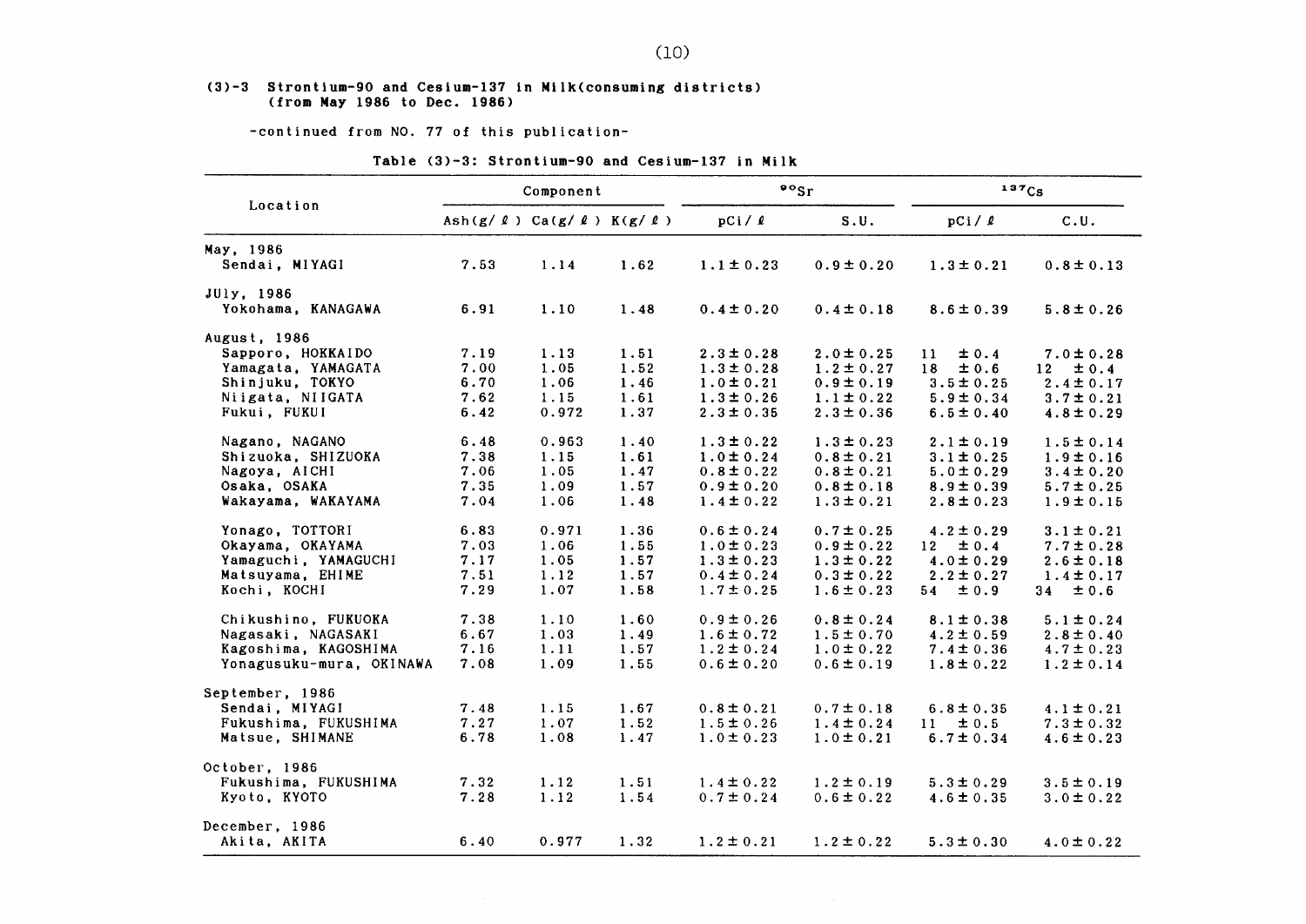### (3)-3 Strontium-90 and Cesium-137 in Milk(consuming districts) (from May 1986 to Dec. 1986)

-continued from NO. 77 of this publication-

**Table (3)-3: Strontium-90 and Cesium-137 in Milk**

| Location | Component | | | $^{90}Sr$ | | $^{137}Cs$ | |
|---|---|---|---|---|---|---|---|
| | Ash(g/ℓ) | Ca(g/ℓ) | K(g/ℓ) | pCi/ℓ | S.U. | pCi/ℓ | C.U. |
| May, 1986 | | | | | | | |
| Sendai, MIYAGI | 7.53 | 1.14 | 1.62 | 1.1±0.23 | 0.9±0.20 | 1.3±0.21 | 0.8±0.13 |
| JUly, 1986 | | | | | | | |
| Yokohama, KANAGAWA | 6.91 | 1.10 | 1.48 | 0.4±0.20 | 0.4±0.18 | 8.6±0.39 | 5.8±0.26 |
| August, 1986 | | | | | | | |
| Sapporo, HOKKAIDO | 7.19 | 1.13 | 1.51 | 2.3±0.28 | 2.0±0.25 | 11 ±0.4 | 7.0±0.28 |
| Yamagata, YAMAGATA | 7.00 | 1.05 | 1.52 | 1.3±0.28 | 1.2±0.27 | 18 ±0.6 | 12 ±0.4 |
| Shinjuku, TOKYO | 6.70 | 1.06 | 1.46 | 1.0±0.21 | 0.9±0.19 | 3.5±0.25 | 2.4±0.17 |
| Niigata, NIIGATA | 7.62 | 1.15 | 1.61 | 1.3±0.26 | 1.1±0.22 | 5.9±0.34 | 3.7±0.21 |
| Fukui, FUKUI | 6.42 | 0.972 | 1.37 | 2.3±0.35 | 2.3±0.36 | 6.5±0.40 | 4.8±0.29 |
| Nagano, NAGANO | 6.48 | 0.963 | 1.40 | 1.3±0.22 | 1.3±0.23 | 2.1±0.19 | 1.5±0.14 |
| Shizuoka, SHIZUOKA | 7.38 | 1.15 | 1.61 | 1.0±0.24 | 0.8±0.21 | 3.1±0.25 | 1.9±0.16 |
| Nagoya, AICHI | 7.06 | 1.05 | 1.47 | 0.8±0.22 | 0.8±0.21 | 5.0±0.29 | 3.4±0.20 |
| Osaka, OSAKA | 7.35 | 1.09 | 1.57 | 0.9±0.20 | 0.8±0.18 | 8.9±0.39 | 5.7±0.25 |
| Wakayama, WAKAYAMA | 7.04 | 1.06 | 1.48 | 1.4±0.22 | 1.3±0.21 | 2.8±0.23 | 1.9±0.15 |
| Yonago, TOTTORI | 6.83 | 0.971 | 1.36 | 0.6±0.24 | 0.7±0.25 | 4.2±0.29 | 3.1±0.21 |
| Okayama, OKAYAMA | 7.03 | 1.06 | 1.55 | 1.0±0.23 | 0.9±0.22 | 12 ±0.4 | 7.7±0.28 |
| Yamaguchi, YAMAGUCHI | 7.17 | 1.05 | 1.57 | 1.3±0.23 | 1.3±0.22 | 4.0±0.29 | 2.6±0.18 |
| Matsuyama, EHIME | 7.51 | 1.12 | 1.57 | 0.4±0.24 | 0.3±0.22 | 2.2±0.27 | 1.4±0.17 |
| Kochi, KOCHI | 7.29 | 1.07 | 1.58 | 1.7±0.25 | 1.6±0.23 | 54 ±0.9 | 34 ±0.6 |
| Chikushino, FUKUOKA | 7.38 | 1.10 | 1.60 | 0.9±0.26 | 0.8±0.24 | 8.1±0.38 | 5.1±0.24 |
| Nagasaki, NAGASAKI | 6.67 | 1.03 | 1.49 | 1.6±0.72 | 1.5±0.70 | 4.2±0.59 | 2.8±0.40 |
| Kagoshima, KAGOSHIMA | 7.16 | 1.11 | 1.57 | 1.2±0.24 | 1.0±0.22 | 7.4±0.36 | 4.7±0.23 |
| Yonagusuku-mura, OKINAWA | 7.08 | 1.09 | 1.55 | 0.6±0.20 | 0.6±0.19 | 1.8±0.22 | 1.2±0.14 |
| September, 1986 | | | | | | | |
| Sendai, MIYAGI | 7.48 | 1.15 | 1.67 | 0.8±0.21 | 0.7±0.18 | 6.8±0.35 | 4.1±0.21 |
| Fukushima, FUKUSHIMA | 7.27 | 1.07 | 1.52 | 1.5±0.26 | 1.4±0.24 | 11 ±0.5 | 7.3±0.32 |
| Matsue, SHIMANE | 6.78 | 1.08 | 1.47 | 1.0±0.23 | 1.0±0.21 | 6.7±0.34 | 4.6±0.23 |
| October, 1986 | | | | | | | |
| Fukushima, FUKUSHIMA | 7.32 | 1.12 | 1.51 | 1.4±0.22 | 1.2±0.19 | 5.3±0.29 | 3.5±0.19 |
| Kyoto, KYOTO | 7.28 | 1.12 | 1.54 | 0.7±0.24 | 0.6±0.22 | 4.6±0.35 | 3.0±0.22 |
| December, 1986 | | | | | | | |
| Akita, AKITA | 6.40 | 0.977 | 1.32 | 1.2±0.21 | 1.2±0.22 | 5.3±0.30 | 4.0±0.22 |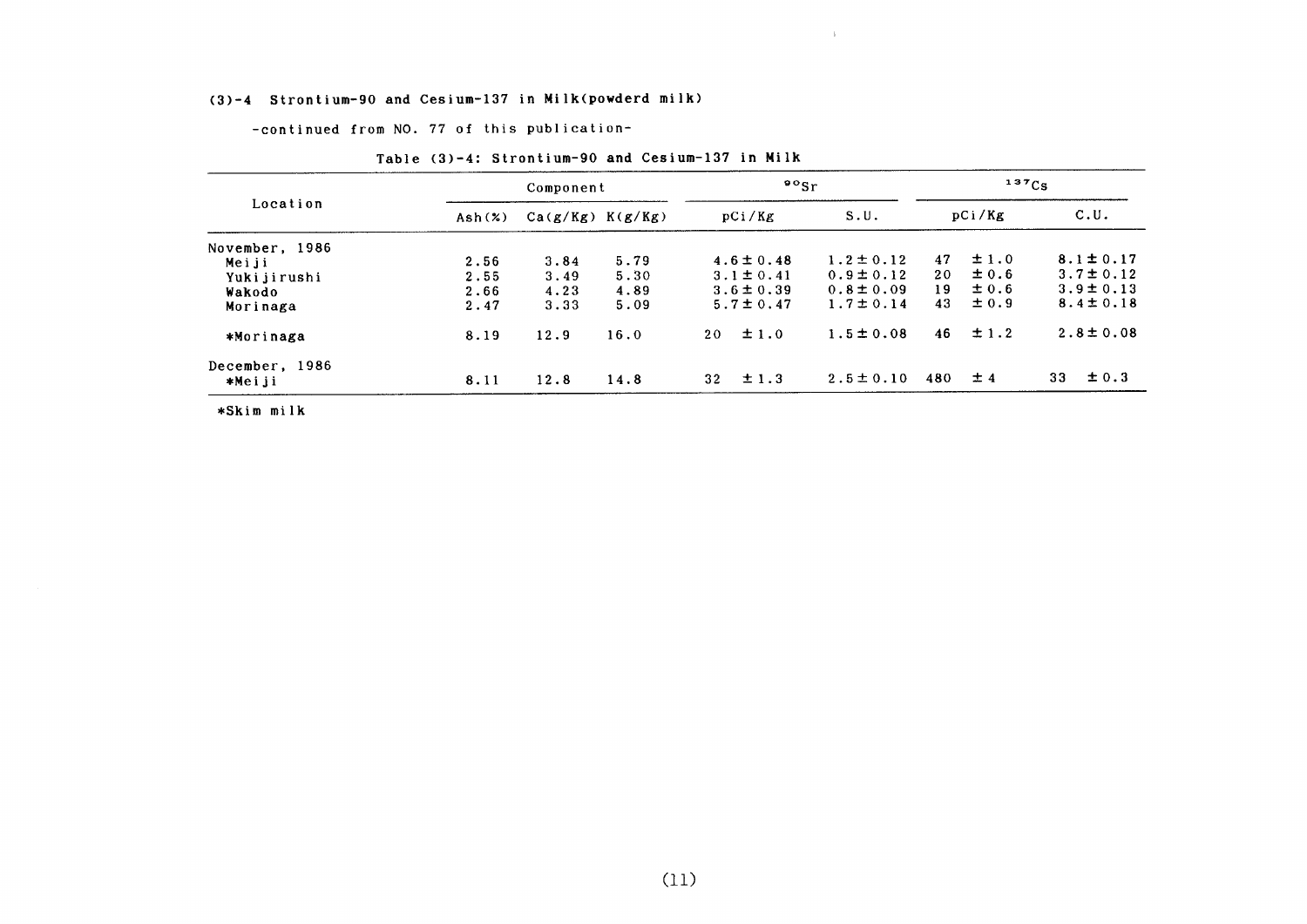### (3)-4 Strontium-90 and Cesium-137 in Milk(powderd milk)

-continued from NO. 77 of this publication-

Table (3)-4: Strontium-90 and Cesium-137 in Milk

| Location | Component | | | $^{90}Sr$ | | $^{137}Cs$ | |
|---|---|---|---|---|---|---|---|
| | Ash(%) | Ca(g/Kg) | K(g/Kg) | pCi/Kg | S.U. | pCi/Kg | C.U. |
| November, 1986 | | | | | | | |
| Meiji | 2.56 | 3.84 | 5.79 | 4.6 ± 0.48 | 1.2 ± 0.12 | 47 ± 1.0 | 8.1 ± 0.17 |
| Yukijirushi | 2.55 | 3.49 | 5.30 | 3.1 ± 0.41 | 0.9 ± 0.12 | 20 ± 0.6 | 3.7 ± 0.12 |
| Wakodo | 2.66 | 4.23 | 4.89 | 3.6 ± 0.39 | 0.8 ± 0.09 | 19 ± 0.6 | 3.9 ± 0.13 |
| Morinaga | 2.47 | 3.33 | 5.09 | 5.7 ± 0.47 | 1.7 ± 0.14 | 43 ± 0.9 | 8.4 ± 0.18 |
| *Morinaga | 8.19 | 12.9 | 16.0 | 20 ± 1.0 | 1.5 ± 0.08 | 46 ± 1.2 | 2.8 ± 0.08 |
| December, 1986 | | | | | | | |
| *Meiji | 8.11 | 12.8 | 14.8 | 32 ± 1.3 | 2.5 ± 0.10 | 480 ± 4 | 33 ± 0.3 |

*Skim milk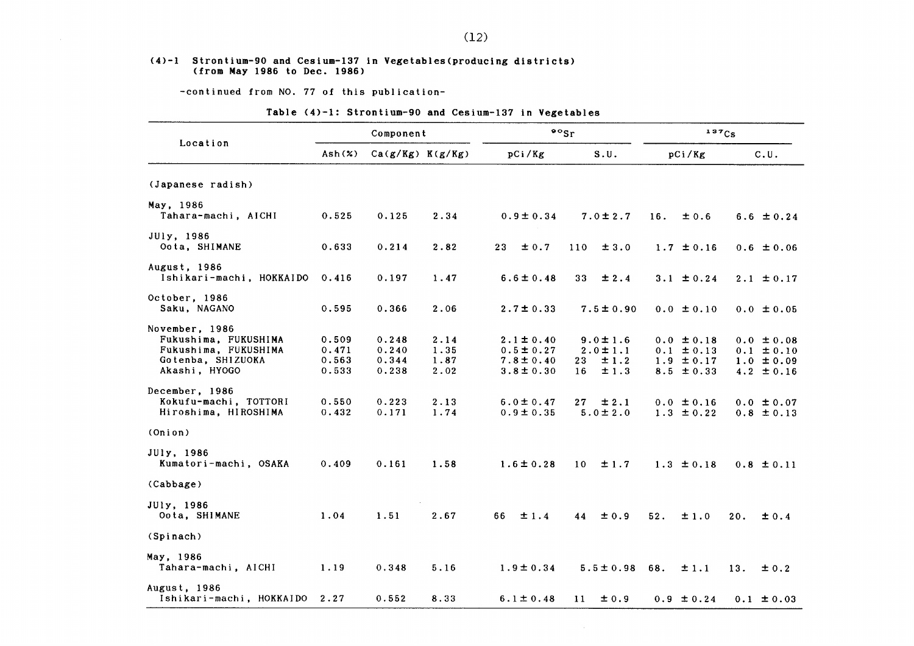### (4)-1 Strontium-90 and Cesium-137 in Vegetables(producing districts) (from May 1986 to Dec. 1986)

-continued from NO. 77 of this publication-

Table (4)-1: Strontium-90 and Cesium-137 in Vegetables

| Location | Component | | | $^{90}Sr$ | | $^{137}Cs$ | |
|---|---|---|---|---|---|---|---|
| | Ash(%) | Ca(g/Kg) | K(g/Kg) | pCi/Kg | S.U. | pCi/Kg | C.U. |
| (Japanese radish) | | | | | | | |
| May, 1986 | | | | | | | |
| Tahara-machi, AICHI | 0.525 | 0.125 | 2.34 | 0.9±0.34 | 7.0±2.7 | 16. ±0.6 | 6.6 ±0.24 |
| JUly, 1986 | | | | | | | |
| Oota, SHIMANE | 0.633 | 0.214 | 2.82 | 23 ±0.7 | 110 ±3.0 | 1.7 ±0.16 | 0.6 ±0.06 |
| August, 1986 | | | | | | | |
| Ishikari-machi, HOKKAIDO | 0.416 | 0.197 | 1.47 | 6.6±0.48 | 33 ±2.4 | 3.1 ±0.24 | 2.1 ±0.17 |
| October, 1986 | | | | | | | |
| Saku, NAGANO | 0.595 | 0.366 | 2.06 | 2.7±0.33 | 7.5±0.90 | 0.0 ±0.10 | 0.0 ±0.05 |
| November, 1986 | | | | | | | |
| Fukushima, FUKUSHIMA | 0.509 | 0.248 | 2.14 | 2.1±0.40 | 9.0±1.6 | 0.0 ±0.18 | 0.0 ±0.08 |
| Fukushima, FUKUSHIMA | 0.471 | 0.240 | 1.35 | 0.5±0.27 | 2.0±1.1 | 0.1 ±0.13 | 0.1 ±0.10 |
| Gotenba, SHIZUOKA | 0.563 | 0.344 | 1.87 | 7.8±0.40 | 23 ±1.2 | 1.9 ±0.17 | 1.0 ±0.09 |
| Akashi, HYOGO | 0.533 | 0.238 | 2.02 | 3.8±0.30 | 16 ±1.3 | 8.5 ±0.33 | 4.2 ±0.16 |
| December, 1986 | | | | | | | |
| Kokufu-machi, TOTTORI | 0.550 | 0.223 | 2.13 | 6.0±0.47 | 27 ±2.1 | 0.0 ±0.16 | 0.0 ±0.07 |
| Hiroshima, HIROSHIMA | 0.432 | 0.171 | 1.74 | 0.9±0.35 | 5.0±2.0 | 1.3 ±0.22 | 0.8 ±0.13 |
| (Onion) | | | | | | | |
| JUly, 1986 | | | | | | | |
| Kumatori-machi, OSAKA | 0.409 | 0.161 | 1.58 | 1.6±0.28 | 10 ±1.7 | 1.3 ±0.18 | 0.8 ±0.11 |
| (Cabbage) | | | | | | | |
| JUly, 1986 | | | | | | | |
| Oota, SHIMANE | 1.04 | 1.51 | 2.67 | 66 ±1.4 | 44 ±0.9 | 52. ±1.0 | 20. ±0.4 |
| (Spinach) | | | | | | | |
| May, 1986 | | | | | | | |
| Tahara-machi, AICHI | 1.19 | 0.348 | 5.16 | 1.9±0.34 | 5.5±0.98 | 68. ±1.1 | 13. ±0.2 |
| August, 1986 | | | | | | | |
| Ishikari-machi, HOKKAIDO | 2.27 | 0.552 | 8.33 | 6.1±0.48 | 11 ±0.9 | 0.9 ±0.24 | 0.1 ±0.03 |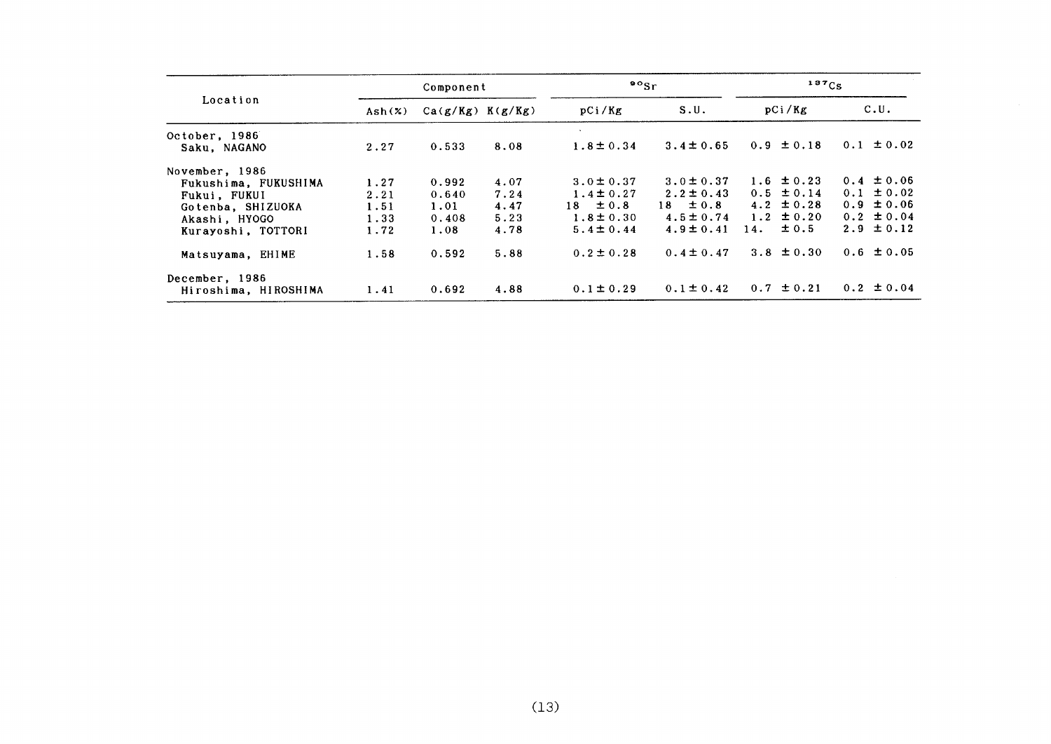| Location | Component | | | $^{90}Sr$ | | $^{137}Cs$ | |
|---|---|---|---|---|---|---|---|
| | Ash(%) | Ca(g/Kg) | K(g/Kg) | pCi/Kg | S.U. | pCi/Kg | C.U. |
| October, 1986 | | | | | | | |
| Saku, NAGANO | 2.27 | 0.533 | 8.08 | 1.8±0.34 | 3.4±0.65 | 0.9 ±0.18 | 0.1 ±0.02 |
| November, 1986 | | | | | | | |
| Fukushima, FUKUSHIMA | 1.27 | 0.992 | 4.07 | 3.0±0.37 | 3.0±0.37 | 1.6 ±0.23 | 0.4 ±0.06 |
| Fukui, FUKUI | 2.21 | 0.640 | 7.24 | 1.4±0.27 | 2.2±0.43 | 0.5 ±0.14 | 0.1 ±0.02 |
| Gotenba, SHIZUOKA | 1.51 | 1.01 | 4.47 | 18 ±0.8 | 18 ±0.8 | 4.2 ±0.28 | 0.9 ±0.06 |
| Akashi, HYOGO | 1.33 | 0.408 | 5.23 | 1.8±0.30 | 4.5±0.74 | 1.2 ±0.20 | 0.2 ±0.04 |
| Kurayoshi, TOTTORI | 1.72 | 1.08 | 4.78 | 5.4±0.44 | 4.9±0.41 | 14. ±0.5 | 2.9 ±0.12 |
| Matsuyama, EHIME | 1.58 | 0.592 | 5.88 | 0.2±0.28 | 0.4±0.47 | 3.8 ±0.30 | 0.6 ±0.05 |
| December, 1986 | | | | | | | |
| Hiroshima, HIROSHIMA | 1.41 | 0.692 | 4.88 | 0.1±0.29 | 0.1±0.42 | 0.7 ±0.21 | 0.2 ±0.04 |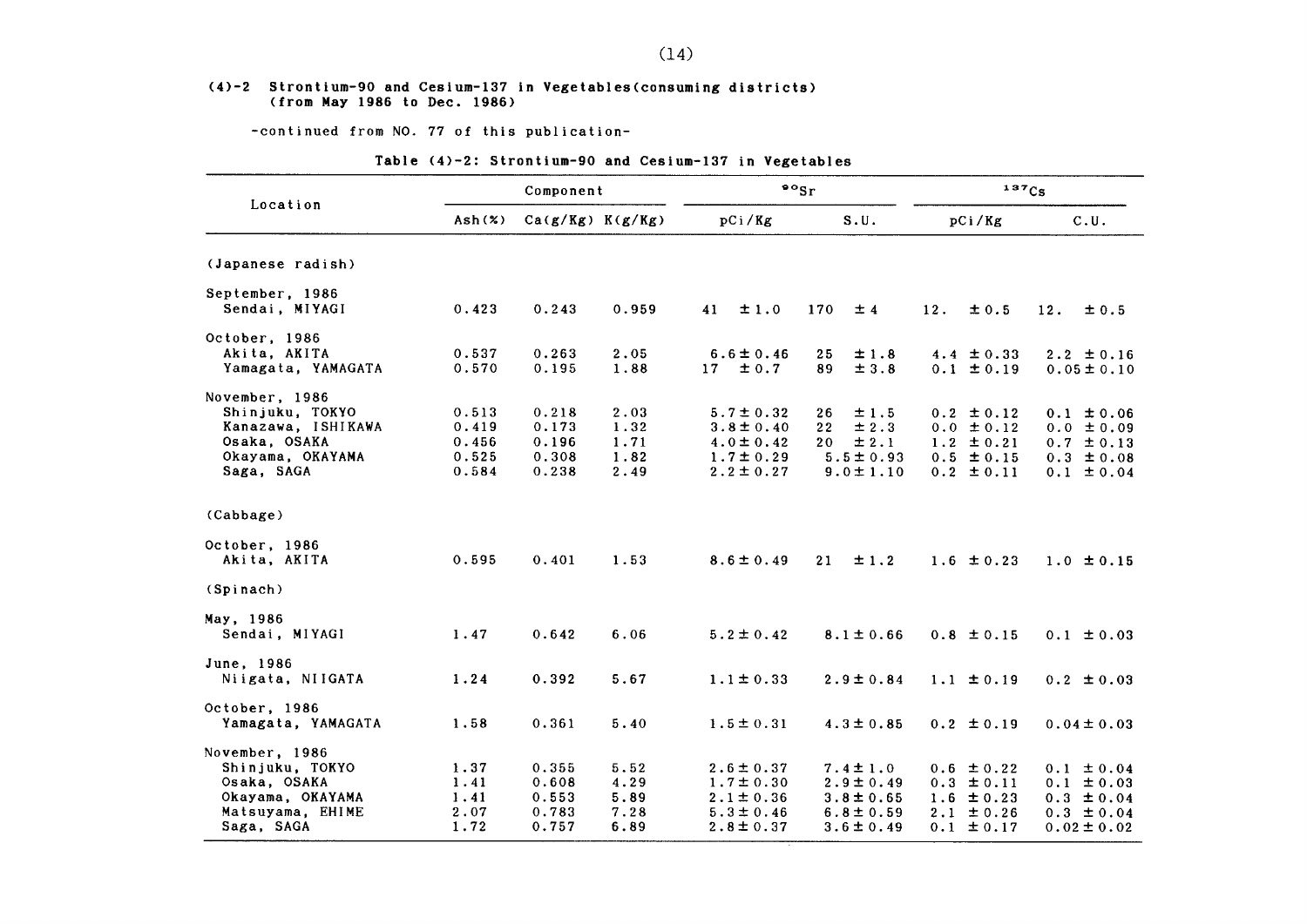### (4)-2 Strontium-90 and Cesium-137 in Vegetables(consuming districts) (from May 1986 to Dec. 1986)

-continued from NO. 77 of this publication-

Table (4)-2: Strontium-90 and Cesium-137 in Vegetables

| Location | Component | | | $^{90}Sr$ | | $^{137}Cs$ | |
|---|---|---|---|---|---|---|---|
| | Ash(%) | Ca(g/Kg) | K(g/Kg) | pCi/Kg | S.U. | pCi/Kg | C.U. |
| (Japanese radish) | | | | | | | |
| September, 1986 | | | | | | | |
| Sendai, MIYAGI | 0.423 | 0.243 | 0.959 | 41 ±1.0 | 170 ±4 | 12. ±0.5 | 12. ±0.5 |
| October, 1986 | | | | | | | |
| Akita, AKITA | 0.537 | 0.263 | 2.05 | 6.6±0.46 | 25 ±1.8 | 4.4 ±0.33 | 2.2 ±0.16 |
| Yamagata, YAMAGATA | 0.570 | 0.195 | 1.88 | 17 ±0.7 | 89 ±3.8 | 0.1 ±0.19 | 0.05±0.10 |
| November, 1986 | | | | | | | |
| Shinjuku, TOKYO | 0.513 | 0.218 | 2.03 | 5.7±0.32 | 26 ±1.5 | 0.2 ±0.12 | 0.1 ±0.06 |
| Kanazawa, ISHIKAWA | 0.419 | 0.173 | 1.32 | 3.8±0.40 | 22 ±2.3 | 0.0 ±0.12 | 0.0 ±0.09 |
| Osaka, OSAKA | 0.456 | 0.196 | 1.71 | 4.0±0.42 | 20 ±2.1 | 1.2 ±0.21 | 0.7 ±0.13 |
| Okayama, OKAYAMA | 0.525 | 0.308 | 1.82 | 1.7±0.29 | 5.5±0.93 | 0.5 ±0.15 | 0.3 ±0.08 |
| Saga, SAGA | 0.584 | 0.238 | 2.49 | 2.2±0.27 | 9.0±1.10 | 0.2 ±0.11 | 0.1 ±0.04 |
| (Cabbage) | | | | | | | |
| October, 1986 | | | | | | | |
| Akita, AKITA | 0.595 | 0.401 | 1.53 | 8.6±0.49 | 21 ±1.2 | 1.6 ±0.23 | 1.0 ±0.15 |
| (Spinach) | | | | | | | |
| May, 1986 | | | | | | | |
| Sendai, MIYAGI | 1.47 | 0.642 | 6.06 | 5.2±0.42 | 8.1±0.66 | 0.8 ±0.15 | 0.1 ±0.03 |
| June, 1986 | | | | | | | |
| Niigata, NIIGATA | 1.24 | 0.392 | 5.67 | 1.1±0.33 | 2.9±0.84 | 1.1 ±0.19 | 0.2 ±0.03 |
| October, 1986 | | | | | | | |
| Yamagata, YAMAGATA | 1.58 | 0.361 | 5.40 | 1.5±0.31 | 4.3±0.85 | 0.2 ±0.19 | 0.04±0.03 |
| November, 1986 | | | | | | | |
| Shinjuku, TOKYO | 1.37 | 0.355 | 5.52 | 2.6±0.37 | 7.4±1.0 | 0.6 ±0.22 | 0.1 ±0.04 |
| Osaka, OSAKA | 1.41 | 0.608 | 4.29 | 1.7±0.30 | 2.9±0.49 | 0.3 ±0.11 | 0.1 ±0.03 |
| Okayama, OKAYAMA | 1.41 | 0.553 | 5.89 | 2.1±0.36 | 3.8±0.65 | 1.6 ±0.23 | 0.3 ±0.04 |
| Matsuyama, EHIME | 2.07 | 0.783 | 7.28 | 5.3±0.46 | 6.8±0.59 | 2.1 ±0.26 | 0.3 ±0.04 |
| Saga, SAGA | 1.72 | 0.757 | 6.89 | 2.8±0.37 | 3.6±0.49 | 0.1 ±0.17 | 0.02±0.02 |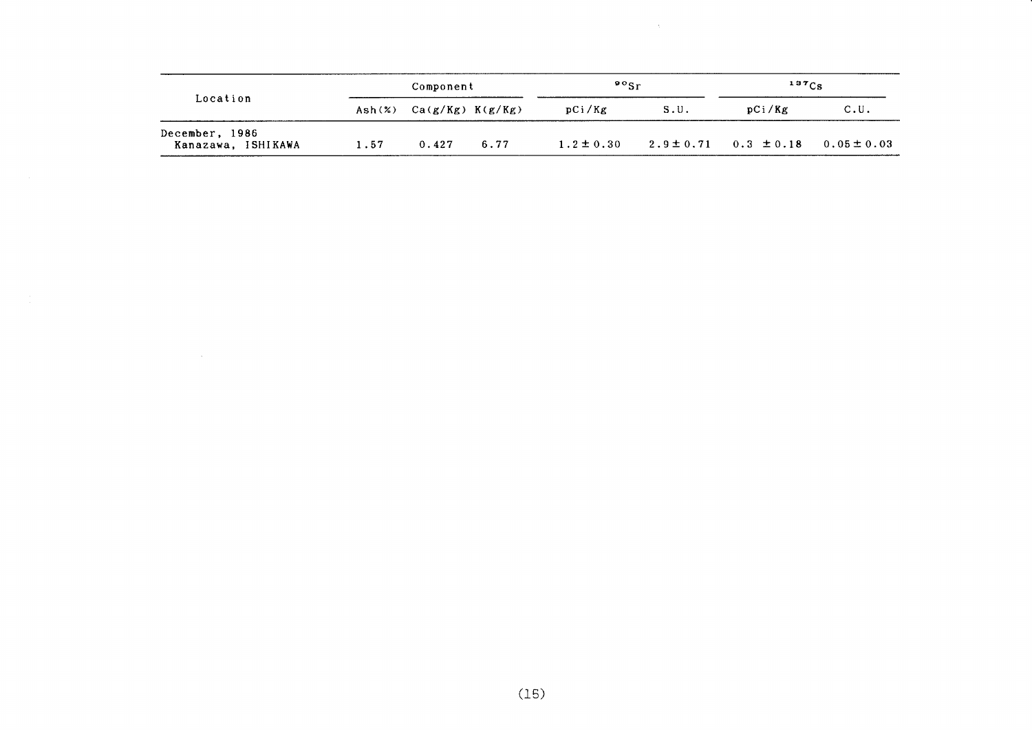| Location | Component | | | $^{90}Sr$ | | $^{137}Cs$ | |
|---|---|---|---|---|---|---|---|
| | Ash(%) | Ca(g/Kg) | K(g/Kg) | pCi/Kg | S.U. | pCi/Kg | C.U. |
| December, 1986<br>Kanazawa, ISHIKAWA | 1.57 | 0.427 | 6.77 | $1.2 \pm 0.30$ | $2.9 \pm 0.71$ | $0.3 \pm 0.18$ | $0.05 \pm 0.03$ |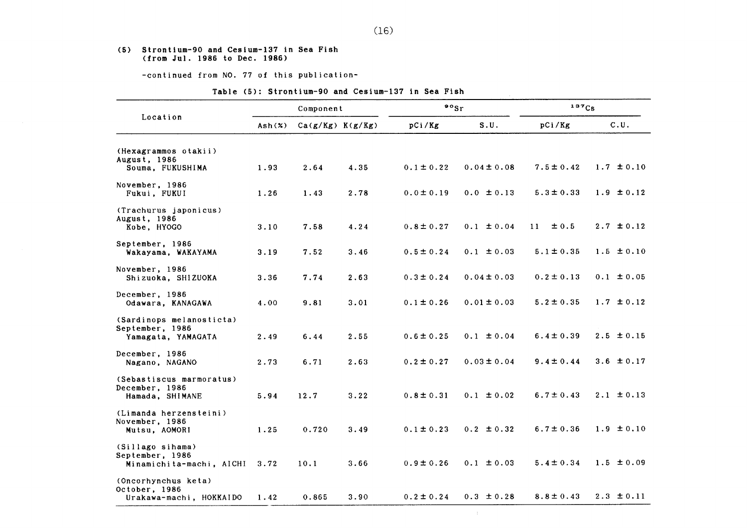### (5) Strontium-90 and Cesium-137 in Sea Fish (from Jul. 1986 to Dec. 1986)

-continued from NO. 77 of this publication-

Table (5): Strontium-90 and Cesium-137 in Sea Fish

| Location | Component | | | $^{90}Sr$ | | $^{137}Cs$ | |
|---|---|---|---|---|---|---|---|
| | Ash(%) | Ca(g/Kg) | K(g/Kg) | pCi/Kg | S.U. | pCi/Kg | C.U. |
| (Hexagrammos otakii) | | | | | | | |
| August, 1986<br>Souma, FUKUSHIMA | 1.93 | 2.64 | 4.35 | 0.1 ± 0.22 | 0.04 ± 0.08 | 7.5 ± 0.42 | 1.7 ± 0.10 |
| November, 1986<br>Fukui, FUKUI | 1.26 | 1.43 | 2.78 | 0.0 ± 0.19 | 0.0 ± 0.13 | 5.3 ± 0.33 | 1.9 ± 0.12 |
| (Trachurus japonicus) | | | | | | | |
| August, 1986<br>Kobe, HYOGO | 3.10 | 7.58 | 4.24 | 0.8 ± 0.27 | 0.1 ± 0.04 | 11 ± 0.5 | 2.7 ± 0.12 |
| September, 1986<br>Wakayama, WAKAYAMA | 3.19 | 7.52 | 3.46 | 0.5 ± 0.24 | 0.1 ± 0.03 | 5.1 ± 0.35 | 1.5 ± 0.10 |
| November, 1986<br>Shizuoka, SHIZUOKA | 3.36 | 7.74 | 2.63 | 0.3 ± 0.24 | 0.04 ± 0.03 | 0.2 ± 0.13 | 0.1 ± 0.05 |
| December, 1986<br>Odawara, KANAGAWA | 4.00 | 9.81 | 3.01 | 0.1 ± 0.26 | 0.01 ± 0.03 | 5.2 ± 0.35 | 1.7 ± 0.12 |
| (Sardinops melanosticta) | | | | | | | |
| September, 1986<br>Yamagata, YAMAGATA | 2.49 | 6.44 | 2.55 | 0.6 ± 0.25 | 0.1 ± 0.04 | 6.4 ± 0.39 | 2.5 ± 0.15 |
| December, 1986<br>Nagano, NAGANO | 2.73 | 6.71 | 2.63 | 0.2 ± 0.27 | 0.03 ± 0.04 | 9.4 ± 0.44 | 3.6 ± 0.17 |
| (Sebastiscus marmoratus) | | | | | | | |
| December, 1986<br>Hamada, SHIMANE | 5.94 | 12.7 | 3.22 | 0.8 ± 0.31 | 0.1 ± 0.02 | 6.7 ± 0.43 | 2.1 ± 0.13 |
| (Limanda herzensteini) | | | | | | | |
| November, 1986<br>Mutsu, AOMORI | 1.25 | 0.720 | 3.49 | 0.1 ± 0.23 | 0.2 ± 0.32 | 6.7 ± 0.36 | 1.9 ± 0.10 |
| (Sillago sihama) | | | | | | | |
| September, 1986<br>Minamichita-machi, AICHI | 3.72 | 10.1 | 3.66 | 0.9 ± 0.26 | 0.1 ± 0.03 | 5.4 ± 0.34 | 1.5 ± 0.09 |
| (Oncorhynchus keta) | | | | | | | |
| October, 1986<br>Urakawa-machi, HOKKAIDO | 1.42 | 0.865 | 3.90 | 0.2 ± 0.24 | 0.3 ± 0.28 | 8.8 ± 0.43 | 2.3 ± 0.11 |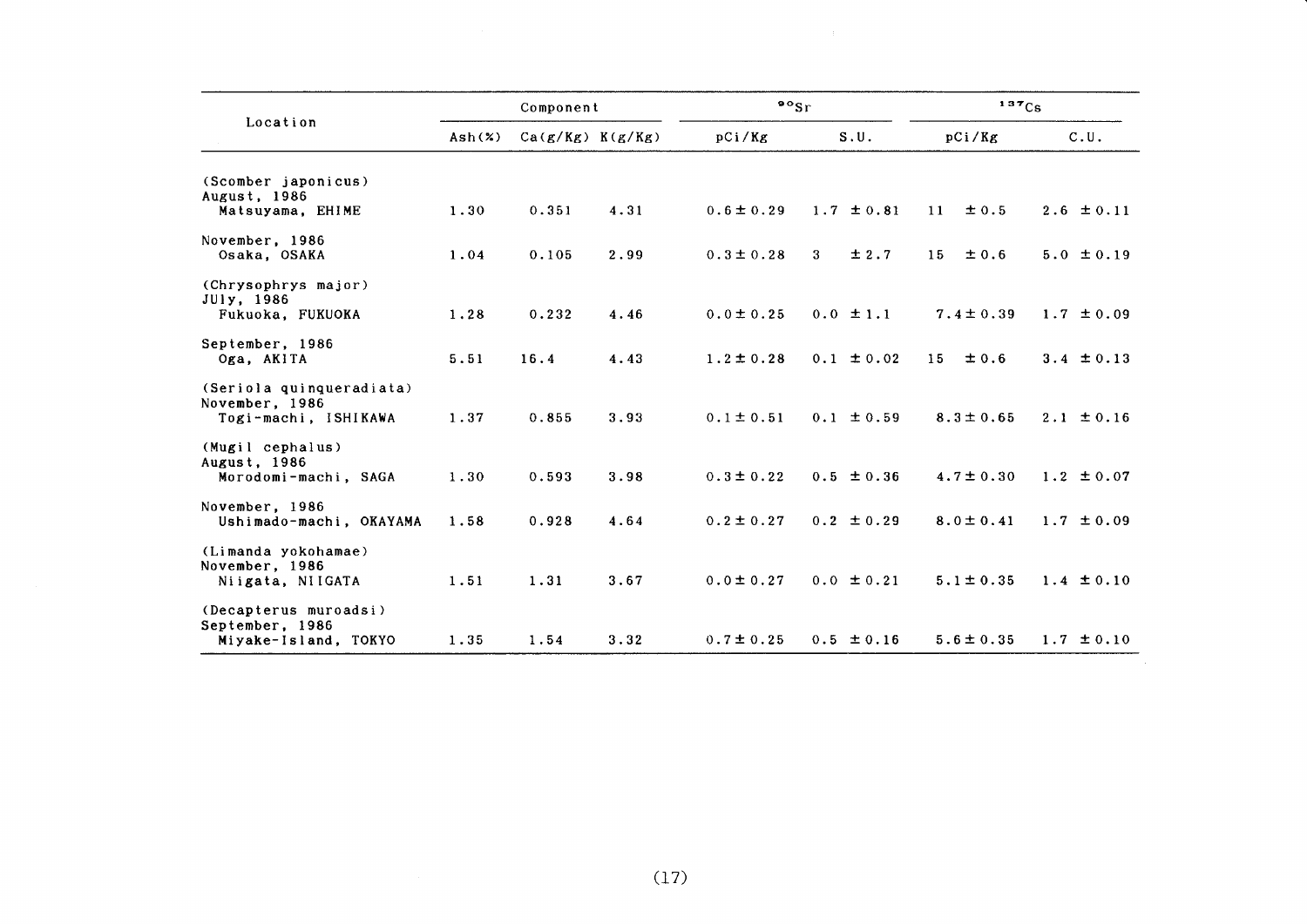| Location | Component | | | $^{90}Sr$ | | $^{137}Cs$ | |
|---|---|---|---|---|---|---|---|
| | Ash(%) | Ca(g/Kg) | K(g/Kg) | pCi/Kg | S.U. | pCi/Kg | C.U. |
| (Scomber japonicus) | | | | | | | |
| August, 1986<br>Matsuyama, EHIME | 1.30 | 0.351 | 4.31 | 0.6±0.29 | 1.7 ±0.81 | 11 ±0.5 | 2.6 ±0.11 |
| November, 1986<br>Osaka, OSAKA | 1.04 | 0.105 | 2.99 | 0.3±0.28 | 3 ±2.7 | 15 ±0.6 | 5.0 ±0.19 |
| (Chrysophrys major) | | | | | | | |
| JUly, 1986<br>Fukuoka, FUKUOKA | 1.28 | 0.232 | 4.46 | 0.0±0.25 | 0.0 ±1.1 | 7.4±0.39 | 1.7 ±0.09 |
| September, 1986<br>Oga, AKITA | 5.51 | 16.4 | 4.43 | 1.2±0.28 | 0.1 ±0.02 | 15 ±0.6 | 3.4 ±0.13 |
| (Seriola quinqueradiata) | | | | | | | |
| November, 1986<br>Togi-machi, ISHIKAWA | 1.37 | 0.855 | 3.93 | 0.1±0.51 | 0.1 ±0.59 | 8.3±0.65 | 2.1 ±0.16 |
| (Mugil cephalus) | | | | | | | |
| August, 1986<br>Morodomi-machi, SAGA | 1.30 | 0.593 | 3.98 | 0.3±0.22 | 0.5 ±0.36 | 4.7±0.30 | 1.2 ±0.07 |
| November, 1986<br>Ushimado-machi, OKAYAMA | 1.58 | 0.928 | 4.64 | 0.2±0.27 | 0.2 ±0.29 | 8.0±0.41 | 1.7 ±0.09 |
| (Limanda yokohamae) | | | | | | | |
| November, 1986<br>Niigata, NIIGATA | 1.51 | 1.31 | 3.67 | 0.0±0.27 | 0.0 ±0.21 | 5.1±0.35 | 1.4 ±0.10 |
| (Decapterus muroadsi) | | | | | | | |
| September, 1986<br>Miyake-Island, TOKYO | 1.35 | 1.54 | 3.32 | 0.7±0.25 | 0.5 ±0.16 | 5.6±0.35 | 1.7 ±0.10 |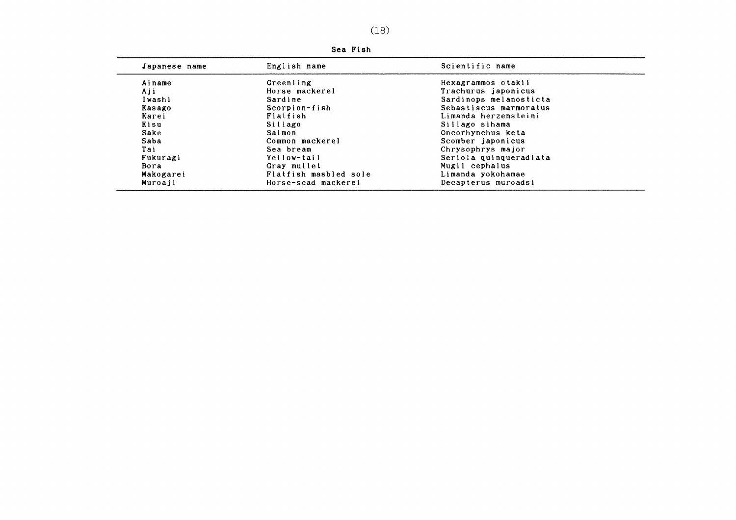**Sea Fish**

| Japanese name | English name | Scientific name |
| --- | --- | --- |
| Ainame | Greenling | Hexagrammos otakii |
| Aji | Horse mackerel | Trachurus japonicus |
| Iwashi | Sardine | Sardinops melanosticta |
| Kasago | Scorpion-fish | Sebastiscus marmoratus |
| Karei | Flatfish | Limanda herzensteini |
| Kisu | Sillago | Sillago sihama |
| Sake | Salmon | Oncorhynchus keta |
| Saba | Common mackerel | Scomber japonicus |
| Tai | Sea bream | Chrysophrys major |
| Fukuragi | Yellow-tail | Seriola quinqueradiata |
| Bora | Gray mullet | Mugil cephalus |
| Makogarei | Flatfish masbled sole | Limanda yokohamae |
| Muroaji | Horse-scad mackerel | Decapterus muroadsi |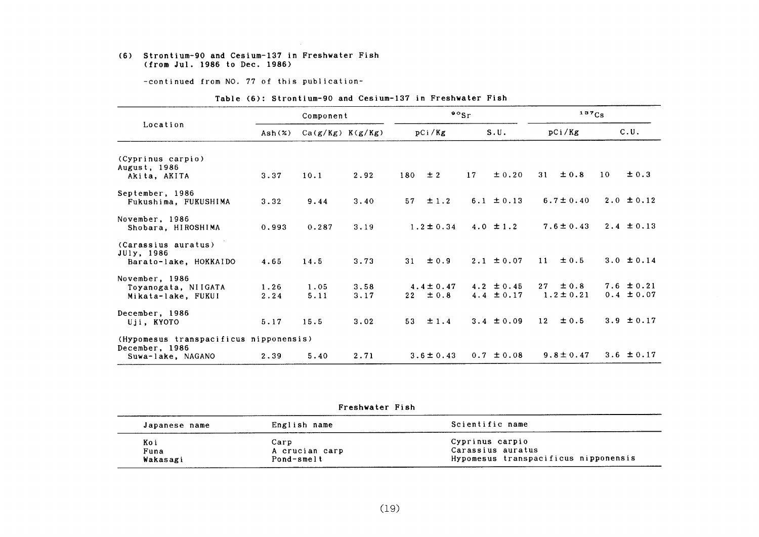## (6) Strontium-90 and Cesium-137 in Freshwater Fish (from Jul. 1986 to Dec. 1986)

-continued from NO. 77 of this publication-

Table (6): Strontium-90 and Cesium-137 in Freshwater Fish

| Location | Component | | | $^{90}Sr$ | | $^{137}Cs$ | |
|---|---|---|---|---|---|---|---|
| | Ash(%) | Ca(g/Kg) | K(g/Kg) | pCi/Kg | S.U. | pCi/Kg | C.U. |
| (Cyprinus carpio) | | | | | | | |
| August, 1986 | | | | | | | |
| Akita, AKITA | 3.37 | 10.1 | 2.92 | 180 ± 2 | 17 ± 0.20 | 31 ± 0.8 | 10 ± 0.3 |
| September, 1986 | | | | | | | |
| Fukushima, FUKUSHIMA | 3.32 | 9.44 | 3.40 | 57 ± 1.2 | 6.1 ± 0.13 | 6.7 ± 0.40 | 2.0 ± 0.12 |
| November, 1986 | | | | | | | |
| Shobara, HIROSHIMA | 0.993 | 0.287 | 3.19 | 1.2 ± 0.34 | 4.0 ± 1.2 | 7.6 ± 0.43 | 2.4 ± 0.13 |
| (Carassius auratus) | | | | | | | |
| JUly, 1986 | | | | | | | |
| Barato-lake, HOKKAIDO | 4.65 | 14.5 | 3.73 | 31 ± 0.9 | 2.1 ± 0.07 | 11 ± 0.5 | 3.0 ± 0.14 |
| November, 1986 | | | | | | | |
| Toyanogata, NIIGATA | 1.26 | 1.05 | 3.58 | 4.4 ± 0.47 | 4.2 ± 0.45 | 27 ± 0.8 | 7.6 ± 0.21 |
| Mikata-lake, FUKUI | 2.24 | 5.11 | 3.17 | 22 ± 0.8 | 4.4 ± 0.17 | 1.2 ± 0.21 | 0.4 ± 0.07 |
| December, 1986 | | | | | | | |
| Uji, KYOTO | 5.17 | 15.5 | 3.02 | 53 ± 1.4 | 3.4 ± 0.09 | 12 ± 0.5 | 3.9 ± 0.17 |
| (Hypomesus transpacificus nipponensis) | | | | | | | |
| December, 1986 | | | | | | | |
| Suwa-lake, NAGANO | 2.39 | 5.40 | 2.71 | 3.6 ± 0.43 | 0.7 ± 0.08 | 9.8 ± 0.47 | 3.6 ± 0.17 |

Freshwater Fish

| Japanese name | English name | Scientific name |
|---|---|---|
| Koi | Carp | Cyprinus carpio |
| Funa | A crucian carp | Carassius auratus |
| Wakasagi | Pond-smelt | Hypomesus transpacificus nipponensis |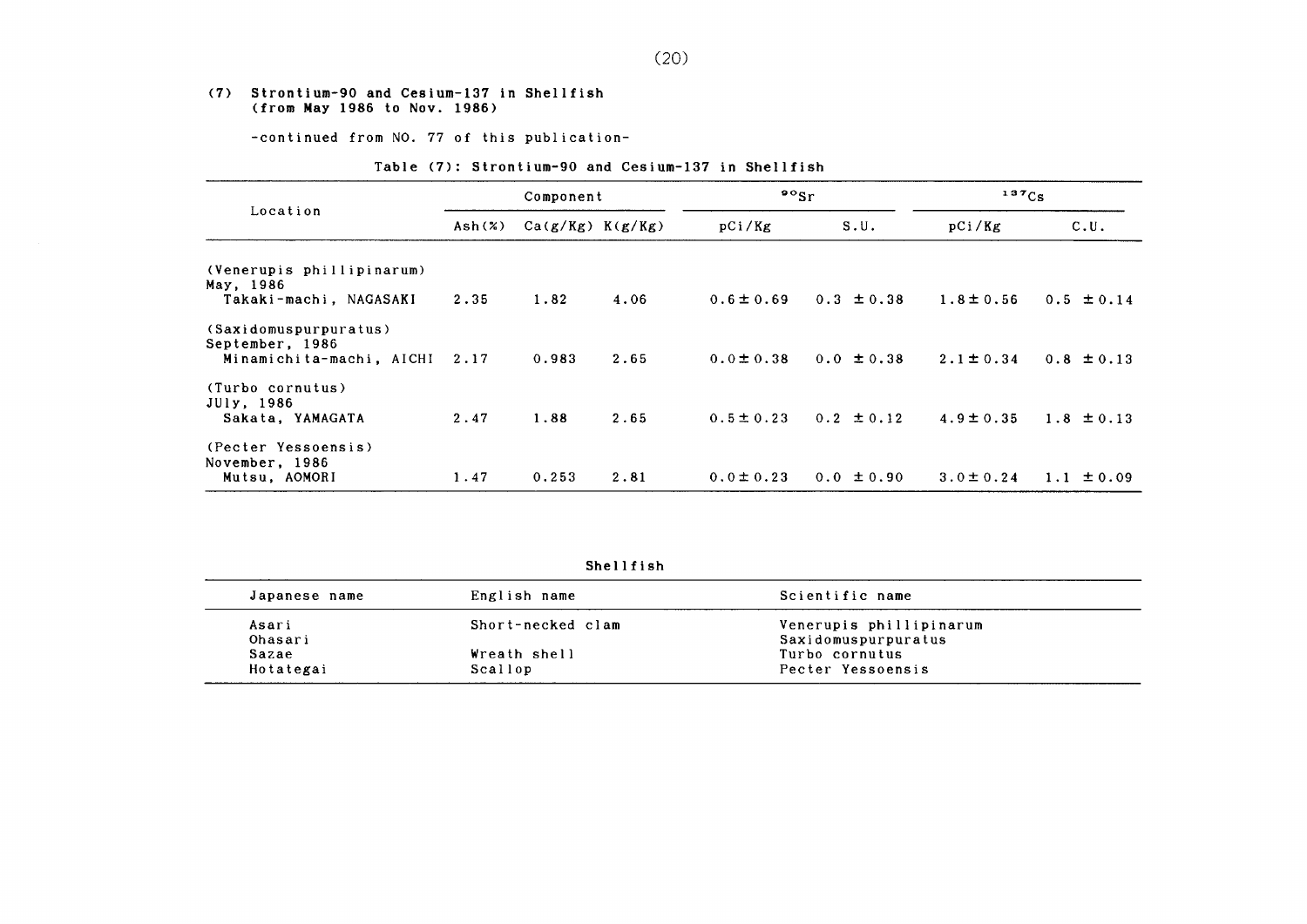### (7) Strontium-90 and Cesium-137 in Shellfish (from May 1986 to Nov. 1986)

-continued from NO. 77 of this publication-

Table (7): Strontium-90 and Cesium-137 in Shellfish

| Location | Component | | | $^{90}Sr$ | | $^{137}Cs$ | |
|---|---|---|---|---|---|---|---|
| | Ash(%) | Ca(g/Kg) | K(g/Kg) | pCi/Kg | S.U. | pCi/Kg | C.U. |
| (Venerupis phillipinarum) May, 1986 Takaki-machi, NAGASAKI | 2.35 | 1.82 | 4.06 | 0.6±0.69 | 0.3 ±0.38 | 1.8±0.56 | 0.5 ±0.14 |
| (Saxidomuspurpuratus) September, 1986 Minamichita-machi, AICHI | 2.17 | 0.983 | 2.65 | 0.0±0.38 | 0.0 ±0.38 | 2.1±0.34 | 0.8 ±0.13 |
| (Turbo cornutus) JUly, 1986 Sakata, YAMAGATA | 2.47 | 1.88 | 2.65 | 0.5±0.23 | 0.2 ±0.12 | 4.9±0.35 | 1.8 ±0.13 |
| (Pecter Yessoensis) November, 1986 Mutsu, AOMORI | 1.47 | 0.253 | 2.81 | 0.0±0.23 | 0.0 ±0.90 | 3.0±0.24 | 1.1 ±0.09 |

**Shellfish**

| Japanese name | English name | Scientific name |
|---|---|---|
| Asari | Short-necked clam | Venerupis phillipinarum |
| Ohasari | | Saxidomuspurpuratus |
| Sazae | Wreath shell | Turbo cornutus |
| Hotategai | Scallop | Pecter Yessoensis |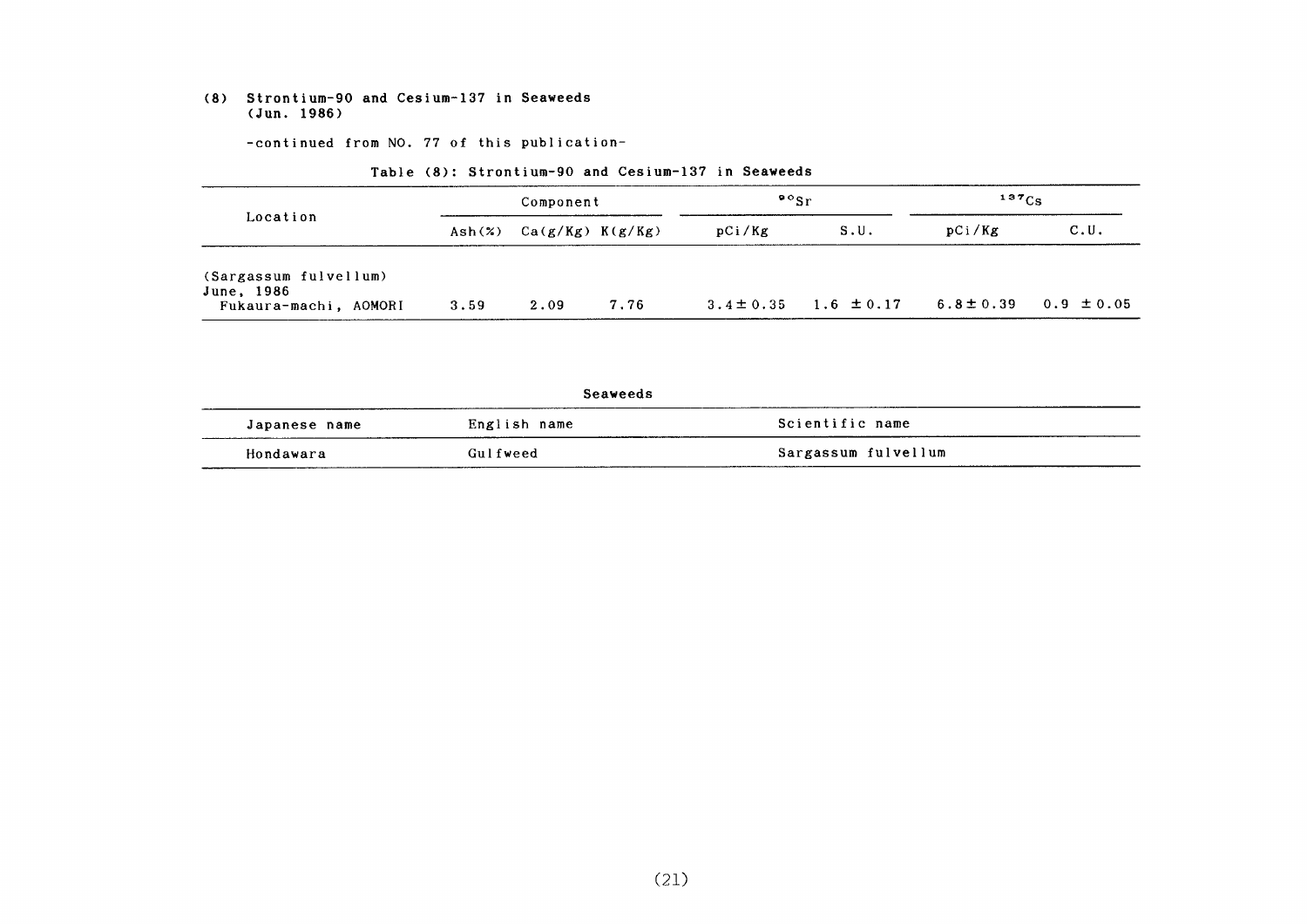## (8) Strontium-90 and Cesium-137 in Seaweeds (Jun. 1986)

-continued from NO. 77 of this publication-

Table (8): Strontium-90 and Cesium-137 in Seaweeds

| Location | Component | | | $^{90}Sr$ | | $^{137}Cs$ | |
|---|---|---|---|---|---|---|---|
| | Ash(%) | Ca(g/Kg) | K(g/Kg) | pCi/Kg | S.U. | pCi/Kg | C.U. |
| (Sargassum fulvellum) June, 1986 Fukaura-machi, AOMORI | 3.59 | 2.09 | 7.76 | 3.4 ± 0.35 | 1.6 ± 0.17 | 6.8 ± 0.39 | 0.9 ± 0.05 |

Seaweeds

| Japanese name | English name | Scientific name |
|---|---|---|
| Hondawara | Gulfweed | Sargassum fulvellum |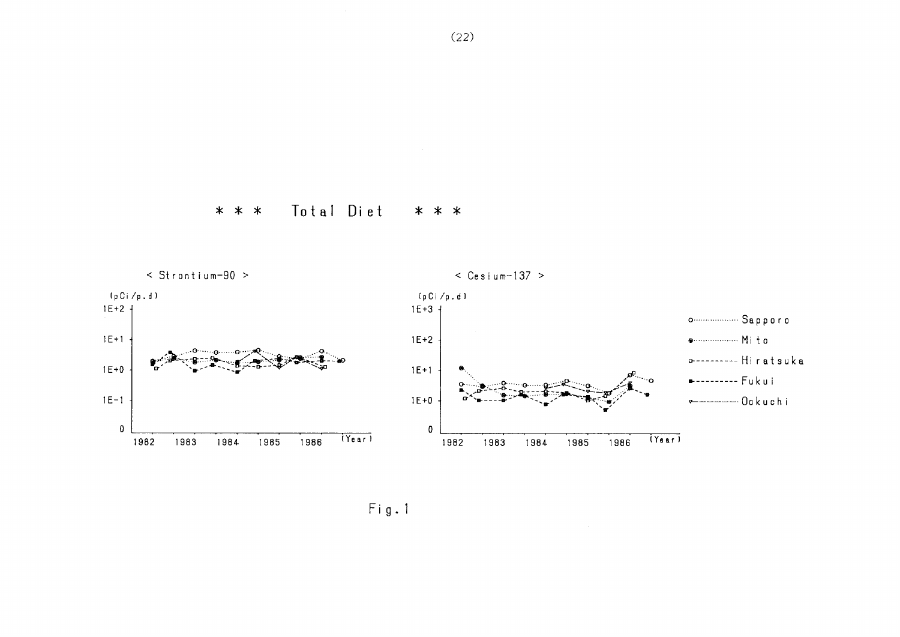\* \* \* Total Diet \* \* \*

< Strontium-90 >

(pCi/p.d)

1E+2

1E+1

1E+0

1E−1

0

1982 1983 1984 1985 1986 (Year)

< Cesium-137 >

(pCi/p.d)

1E+3

1E+2

1E+1

1E+0

0

1982 1983 1984 1985 1986 (Year)

Sapporo

Mito

Hiratsuka

Fukui

Ookuchi

Fig.1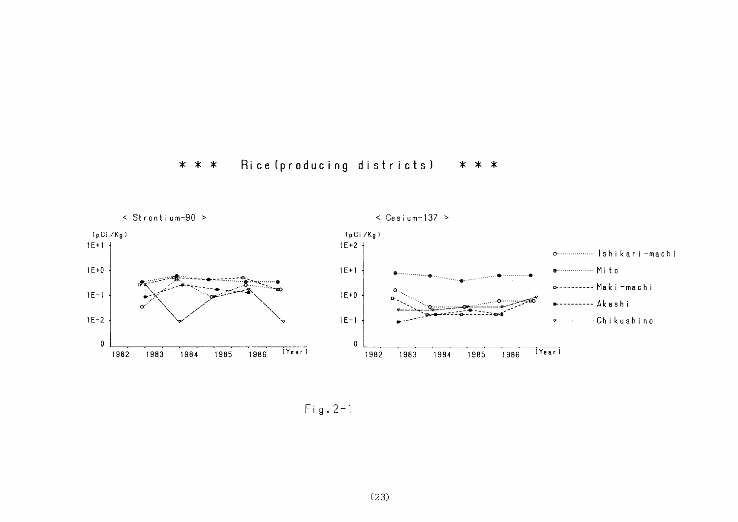*** Rice(producing districts) ***

< Strontium-90 >

(pCi/Kg)

< Cesium-137 >

(pCi/Kg)

Ishikari-machi

Mito

Maki-machi

Akashi

Chikushino

Fig.2-1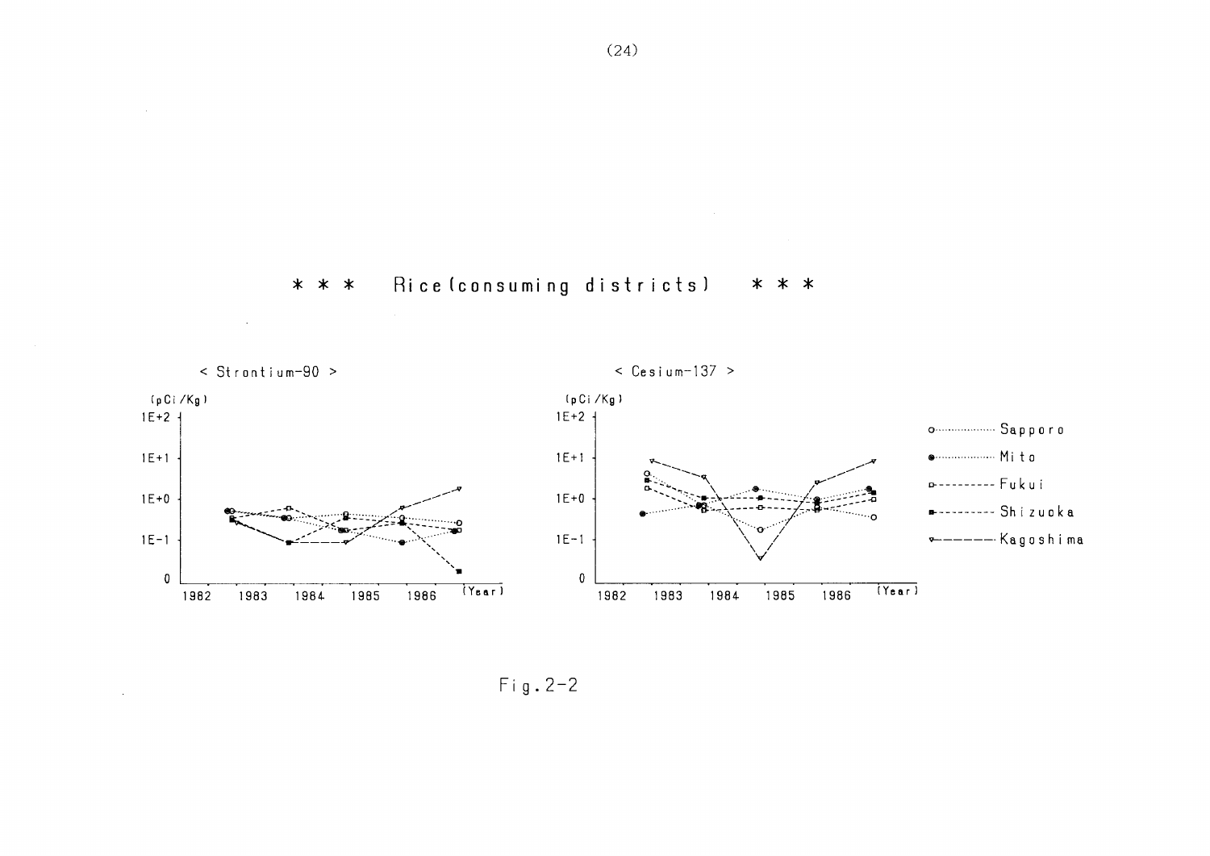# \* \* \* Rice (consuming districts) \* \* \*

< Strontium-90 >

< Cesium-137 >

Fig.2-2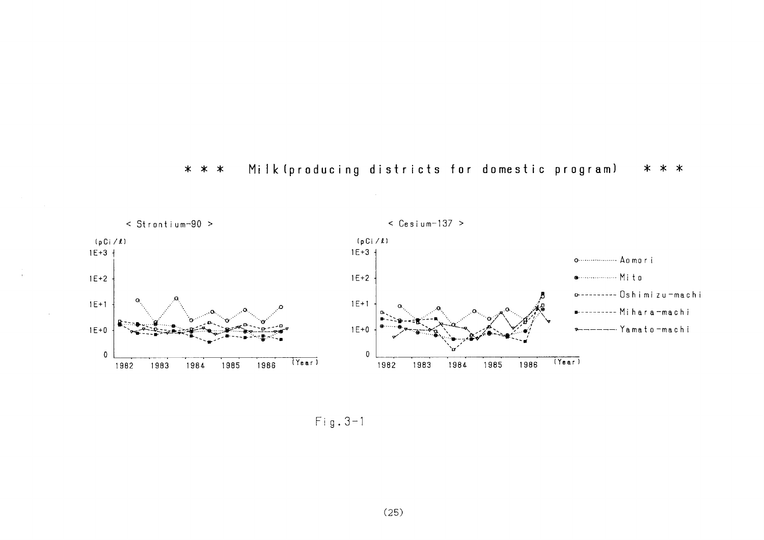## * * * Milk (producing districts for domestic program) * * *

< Strontium-90 >

(pCi/ℓ)

1E+3
1E+2
1E+1
1E+0
0

1982 1983 1984 1985 1986 (Year)

< Cesium-137 >

(pCi/ℓ)

1E+3
1E+2
1E+1
1E+0
0

1982 1983 1984 1985 1986 (Year)

- ○·········· Aomori
- ●·········· Mito
- □--------- Oshimizu-machi
- ■--------- Mihara-machi
- ▽———— Yamato-machi

Fig. 3-1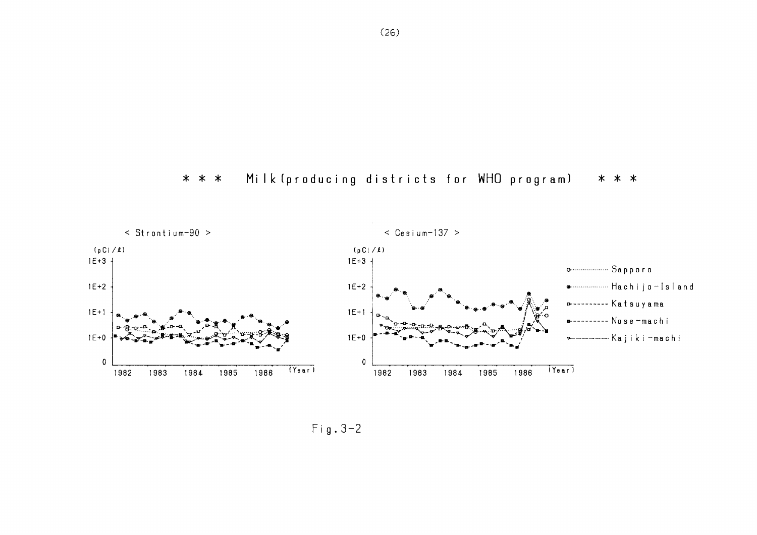# ＊＊＊ Milk (producing districts for WHO program) ＊＊＊

< Strontium-90 >

(pCi/ℓ)

1E+3

1E+2

1E+1

1E+0

0

1982 1983 1984 1985 1986 (Year)

< Cesium-137 >

(pCi/ℓ)

1E+3

1E+2

1E+1

1E+0

0

1982 1983 1984 1985 1986 (Year)

- Sapporo
- Hachijo-Island
- Katsuyama
- Nose-machi
- Kajiki-machi

Fig.3-2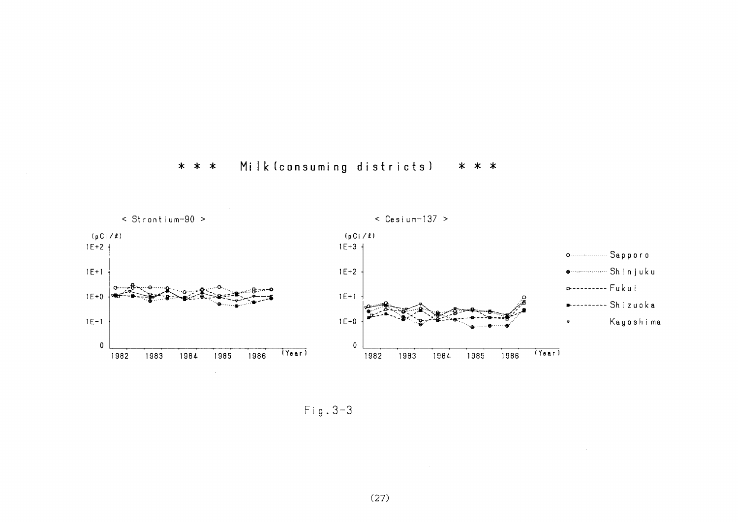# * * * Milk (consuming districts) * * *

< Strontium-90 >

(pCi/ℓ)

1E+2

1E+1

1E+0

1E-1

0

1982 1983 1984 1985 1986 (Year)

< Cesium-137 >

(pCi/ℓ)

1E+3

1E+2

1E+1

1E+0

0

1982 1983 1984 1985 1986 (Year)

Sapporo

Shinjuku

Fukui

Shizuoka

Kagoshima

Fig.3-3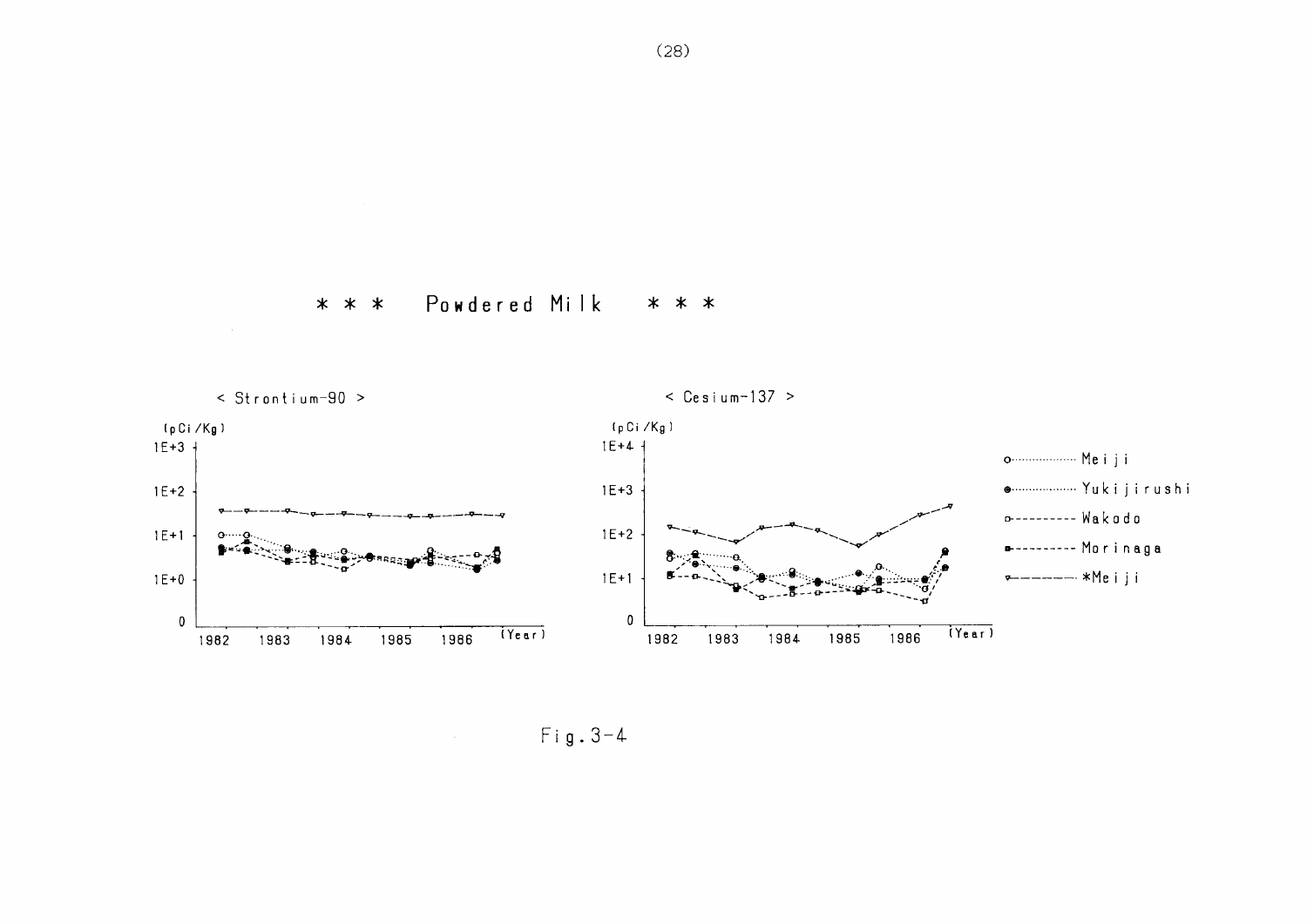# * * * Powdered Milk * * *

< Strontium-90 >

(pCi/Kg)

1E+3

1E+2

1E+1

1E+0

0

1982 1983 1984 1985 1986 (Year)

< Cesium-137 >

(pCi/Kg)

1E+4

1E+3

1E+2

1E+1

0

1982 1983 1984 1985 1986 (Year)

o·········· Meiji

●·········· Yukijirushi

□---------- Wakodo

■---------- Morinaga

▽―――――― *Meiji

Fig.3-4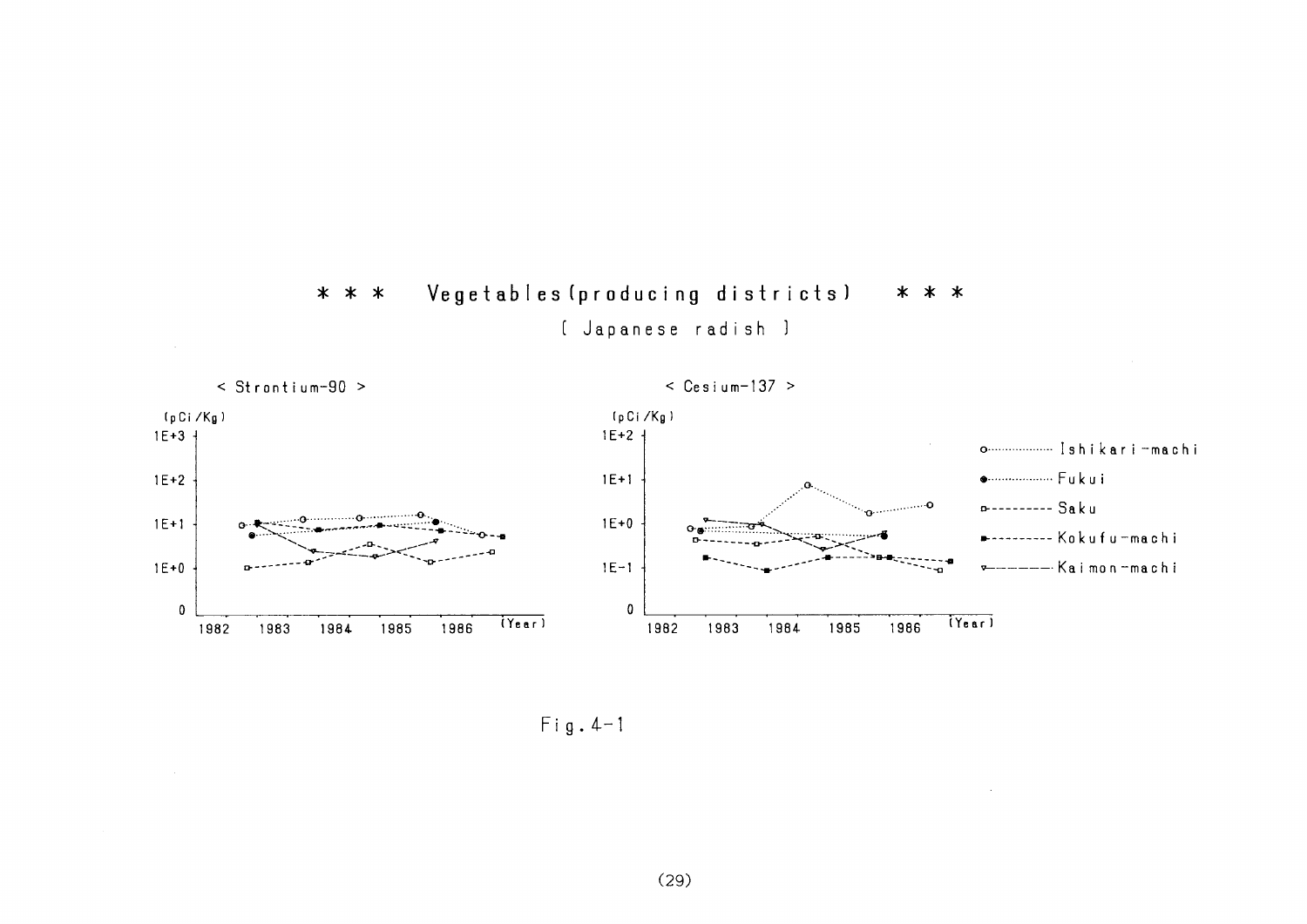# * * * Vegetables (producing districts) * * *

[ Japanese radish ]

< Strontium-90 >

(pCi/Kg)

1E+3

1E+2

1E+1

1E+0

0

1982 1983 1984 1985 1986 (Year)

< Cesium-137 >

(pCi/Kg)

1E+2

1E+1

1E+0

1E-1

0

1982 1983 1984 1985 1986 (Year)

- o········ Ishikari-machi
- ●········ Fukui
- □-------- Saku
- ■-------- Kokufu-machi
- ▽———— Kaimon-machi

Fig. 4-1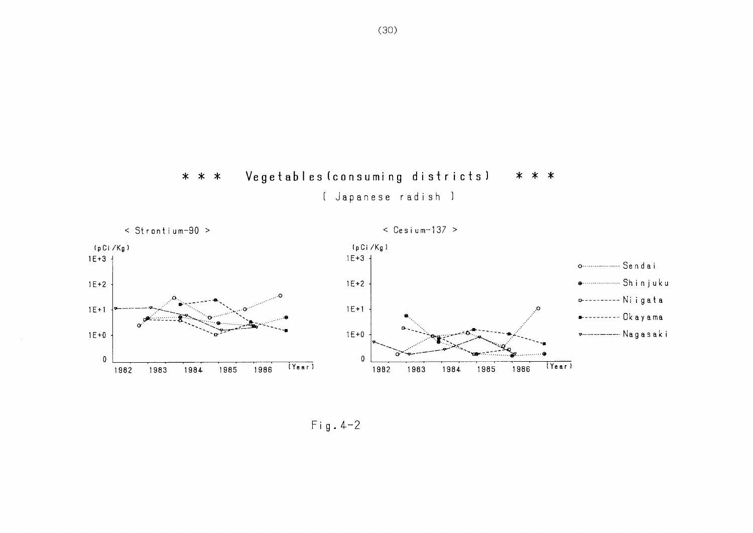# * * * Vegetables (consuming districts) * * *

[ Japanese radish ]

< Strontium-90 >

< Cesium-137 >

Fig. 4-2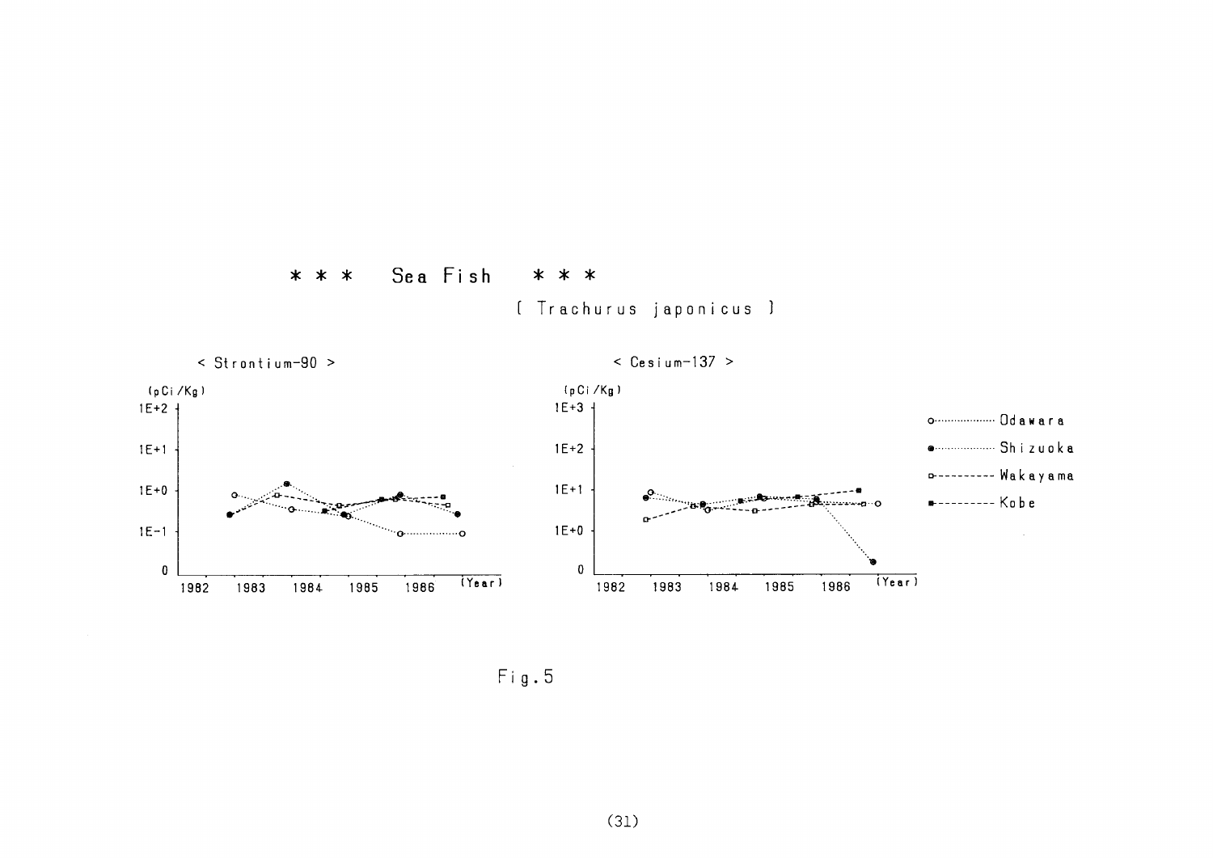# * * * Sea Fish * * *

( Trachurus japonicus )

< Strontium-90 >

(pCi/Kg)

< Cesium-137 >

(pCi/Kg)

Odawara

Shizuoka

Wakayama

Kobe

Fig.5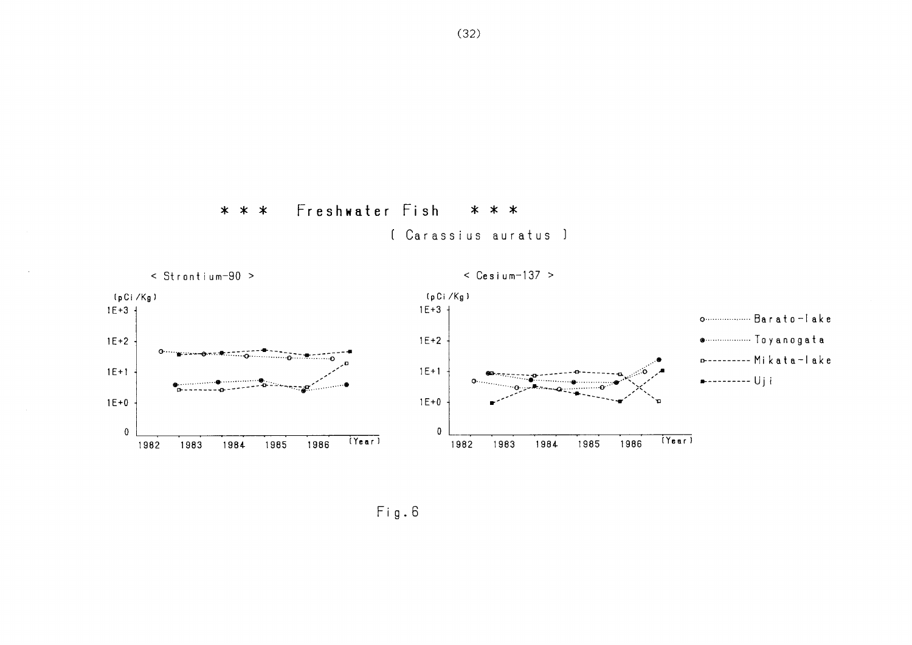# * * * Freshwater Fish * * *

( Carassius auratus )

< Strontium-90 >

(pCi/Kg)

1E+3

1E+2

1E+1

1E+0

0

1982 1983 1984 1985 1986 (Year)

< Cesium-137 >

(pCi/Kg)

1E+3

1E+2

1E+1

1E+0

0

1982 1983 1984 1985 1986 (Year)

○ Barato-lake

● Toyanogata

□ Mikata-lake

■ Uji

Fig.6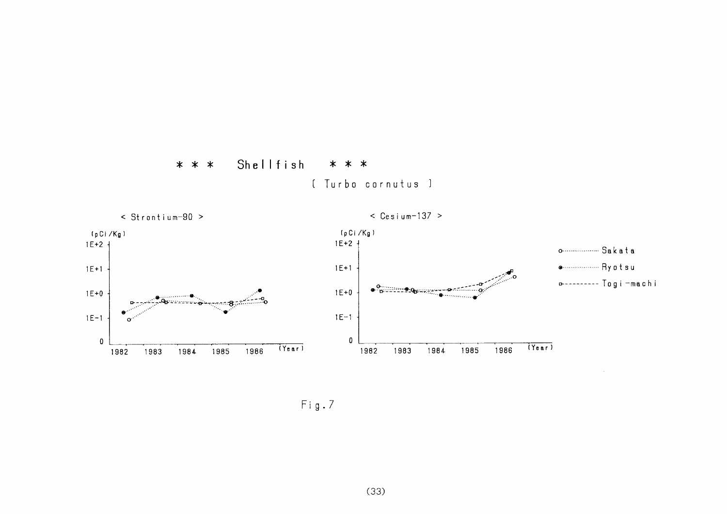## * * * Shellfish * * *

( Turbo cornutus )

< Strontium-90 >

(pCi/Kg)

1E+2

1E+1

1E+0

1E-1

0

1982 1983 1984 1985 1986 (Year)

< Cesium-137 >

(pCi/Kg)

1E+2

1E+1

1E+0

1E-1

0

1982 1983 1984 1985 1986 (Year)

o·········· Sakata

●·········· Ryotsu

□- - - - - Togi-machi

Fig.7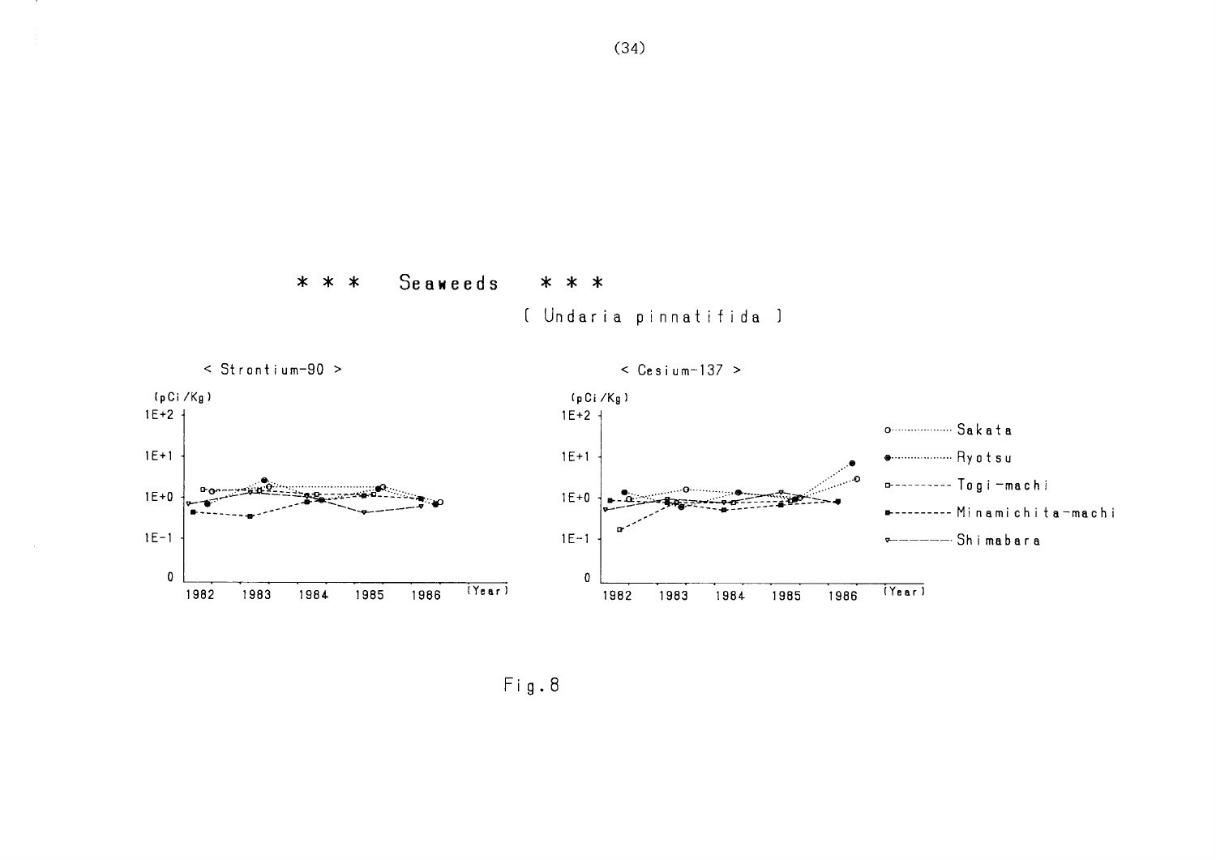# *** Seaweeds ***

( Undaria pinnatifida )

< Strontium-90 >

< Cesium-137 >

Fig.8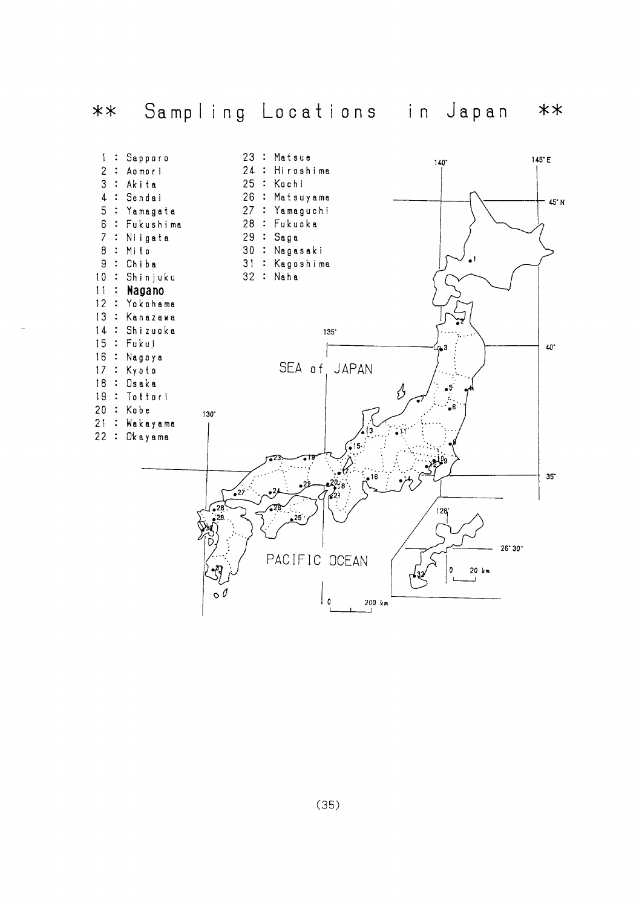# ** Sampling Locations in Japan **

1 : Sapporo
2 : Aomori
3 : Akita
4 : Sendai
5 : Yamagata
6 : Fukushima
7 : Niigata
8 : Mito
9 : Chiba
10 : Shinjuku
11 : **Nagano**
12 : Yokohama
13 : Kanazawa
14 : Shizuoka
15 : Fukui
16 : Nagoya
17 : Kyoto
18 : Osaka
19 : Tottori
20 : Kobe
21 : Wakayama
22 : Okayama
23 : Matsue
24 : Hiroshima
25 : Kochi
26 : Matsuyama
27 : Yamaguchi
28 : Fukuoka
29 : Saga
30 : Nagasaki
31 : Kagoshima
32 : Naha

140° 145°E 45°N 135° 40° SEA of JAPAN 130° 35° 128° 26°30' PACIFIC OCEAN 0 20 km 0 200 km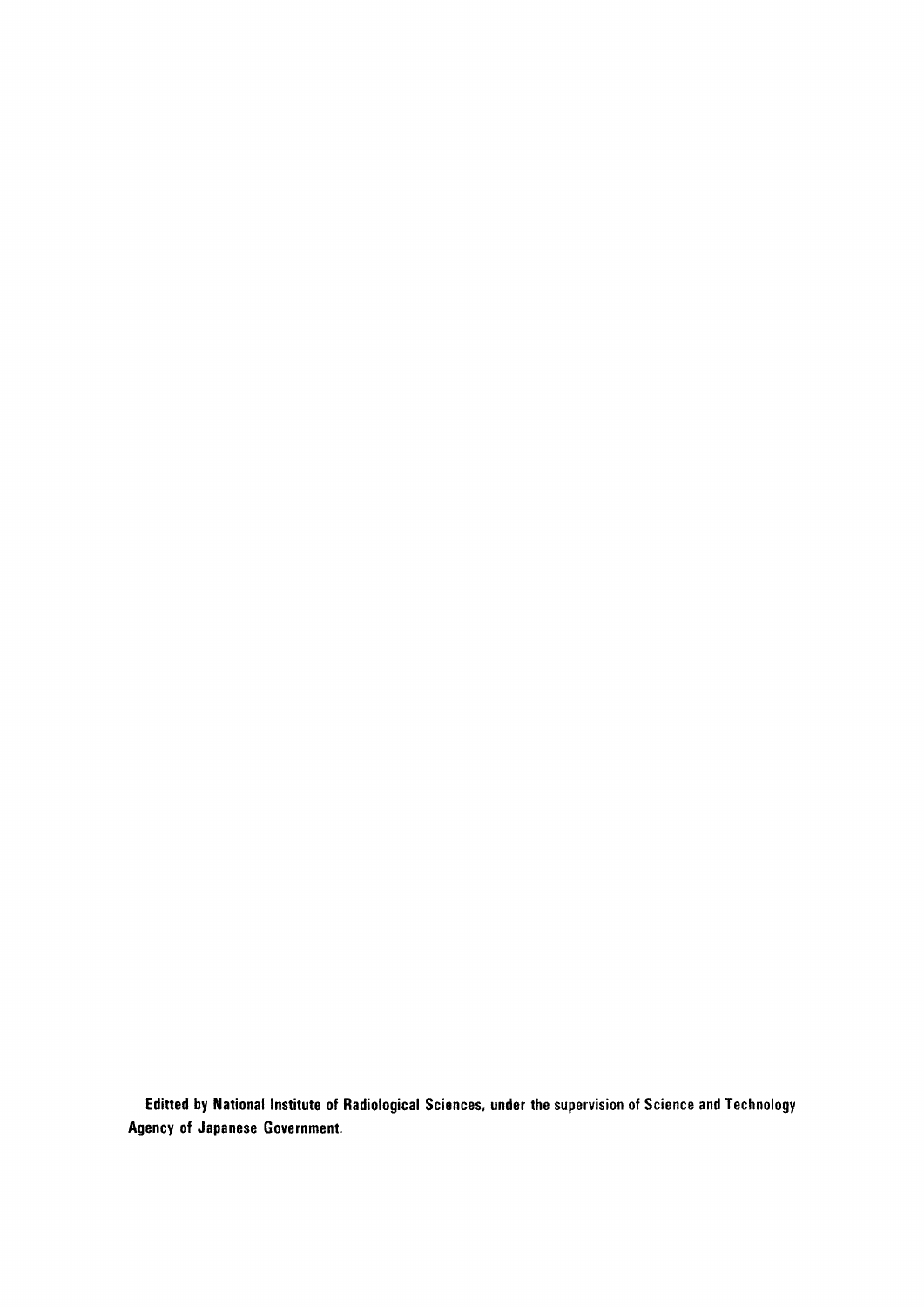**Editted by National Institute of Radiological Sciences, under the supervision of Science and Technology Agency of Japanese Government.**